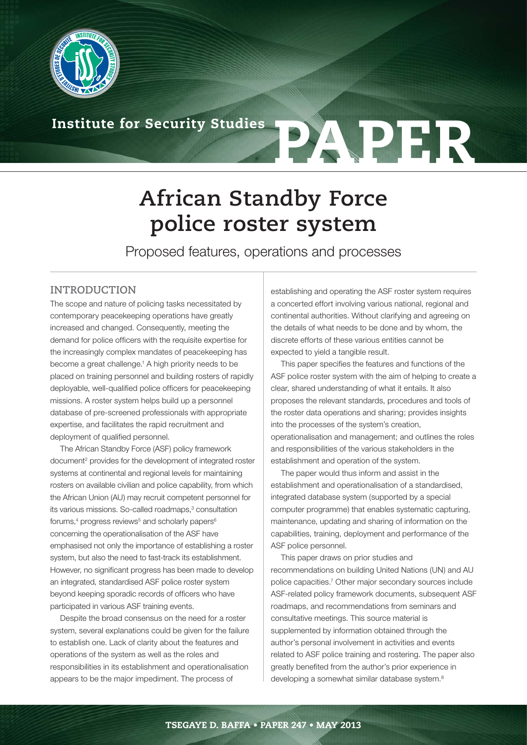Institute for Security Studies

PAPER

# African Standby Force police roster system

## Proposed features, operations and processes

### INTRODUCTION

The scope and nature of policing tasks necessitated by contemporary peacekeeping operations have greatly increased and changed. Consequently, meeting the demand for police officers with the requisite expertise for the increasingly complex mandates of peacekeeping has become a great challenge.[1] A high priority needs to be placed on training personnel and building rosters of rapidly deployable, well-qualified police officers for peacekeeping missions. A roster system helps build up a personnel database of pre-screened professionals with appropriate expertise, and facilitates the rapid recruitment and deployment of qualified personnel.

The African Standby Force (ASF) policy framework document[2] provides for the development of integrated roster systems at continental and regional levels for maintaining rosters on available civilian and police capability, from which the African Union (AU) may recruit competent personnel for its various missions. So-called roadmaps,[3] consultation forums,[4] progress reviews[5] and scholarly papers[6] concerning the operationalisation of the ASF have emphasised not only the importance of establishing a roster system, but also the need to fast-track its establishment. However, no significant progress has been made to develop an integrated, standardised ASF police roster system beyond keeping sporadic records of officers who have participated in various ASF training events.

Despite the broad consensus on the need for a roster system, several explanations could be given for the failure to establish one. Lack of clarity about the features and operations of the system as well as the roles and responsibilities in its establishment and operationalisation appears to be the major impediment. The process of establishing and operating the ASF roster system requires a concerted effort involving various national, regional and continental authorities. Without clarifying and agreeing on the details of what needs to be done and by whom, the discrete efforts of these various entities cannot be expected to yield a tangible result.

This paper specifies the features and functions of the ASF police roster system with the aim of helping to create a clear, shared understanding of what it entails. It also proposes the relevant standards, procedures and tools of the roster data operations and sharing; provides insights into the processes of the system's creation, operationalisation and management; and outlines the roles and responsibilities of the various stakeholders in the establishment and operation of the system.

The paper would thus inform and assist in the establishment and operationalisation of a standardised, integrated database system (supported by a special computer programme) that enables systematic capturing, maintenance, updating and sharing of information on the capabilities, training, deployment and performance of the ASF police personnel.

This paper draws on prior studies and recommendations on building United Nations (UN) and AU police capacities.[7] Other major secondary sources include ASF-related policy framework documents, subsequent ASF roadmaps, and recommendations from seminars and consultative meetings. This source material is supplemented by information obtained through the author's personal involvement in activities and events related to ASF police training and rostering. The paper also greatly benefited from the author's prior experience in developing a somewhat similar database system.[8]

TSEGAYE D. BAFFA • PAPER 247 • MAY 2013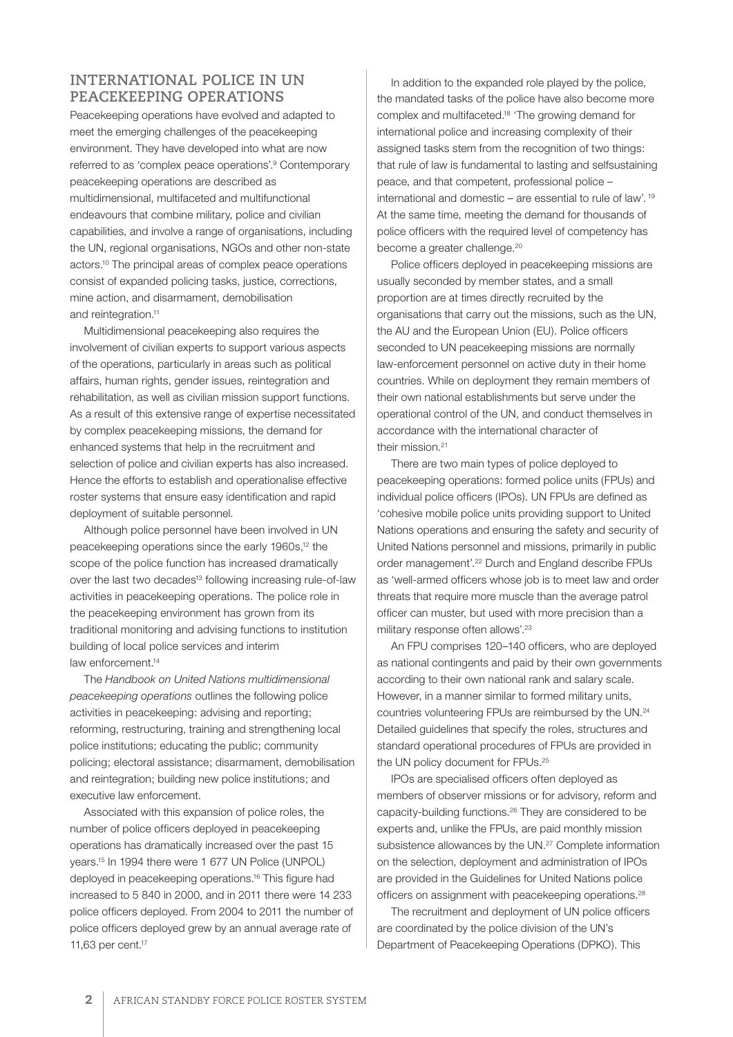## INTERNATIONAL POLICE IN UN PEACEKEEPING OPERATIONS

Peacekeeping operations have evolved and adapted to meet the emerging challenges of the peacekeeping environment. They have developed into what are now referred to as 'complex peace operations'.[9] Contemporary peacekeeping operations are described as multidimensional, multifaceted and multifunctional endeavours that combine military, police and civilian capabilities, and involve a range of organisations, including the UN, regional organisations, NGOs and other non-state actors.[10] The principal areas of complex peace operations consist of expanded policing tasks, justice, corrections, mine action, and disarmament, demobilisation and reintegration.[11]

Multidimensional peacekeeping also requires the involvement of civilian experts to support various aspects of the operations, particularly in areas such as political affairs, human rights, gender issues, reintegration and rehabilitation, as well as civilian mission support functions. As a result of this extensive range of expertise necessitated by complex peacekeeping missions, the demand for enhanced systems that help in the recruitment and selection of police and civilian experts has also increased. Hence the efforts to establish and operationalise effective roster systems that ensure easy identification and rapid deployment of suitable personnel.

Although police personnel have been involved in UN peacekeeping operations since the early 1960s,[12] the scope of the police function has increased dramatically over the last two decades[13] following increasing rule-of-law activities in peacekeeping operations. The police role in the peacekeeping environment has grown from its traditional monitoring and advising functions to institution building of local police services and interim law enforcement.[14]

The *Handbook on United Nations multidimensional peacekeeping operations* outlines the following police activities in peacekeeping: advising and reporting; reforming, restructuring, training and strengthening local police institutions; educating the public; community policing; electoral assistance; disarmament, demobilisation and reintegration; building new police institutions; and executive law enforcement.

Associated with this expansion of police roles, the number of police officers deployed in peacekeeping operations has dramatically increased over the past 15 years.[15] In 1994 there were 1 677 UN Police (UNPOL) deployed in peacekeeping operations.[16] This figure had increased to 5 840 in 2000, and in 2011 there were 14 233 police officers deployed. From 2004 to 2011 the number of police officers deployed grew by an annual average rate of 11,63 per cent.[17]

In addition to the expanded role played by the police, the mandated tasks of the police have also become more complex and multifaceted.[18] 'The growing demand for international police and increasing complexity of their assigned tasks stem from the recognition of two things: that rule of law is fundamental to lasting and selfsustaining peace, and that competent, professional police – international and domestic – are essential to rule of law'.[19] At the same time, meeting the demand for thousands of police officers with the required level of competency has become a greater challenge.[20]

Police officers deployed in peacekeeping missions are usually seconded by member states, and a small proportion are at times directly recruited by the organisations that carry out the missions, such as the UN, the AU and the European Union (EU). Police officers seconded to UN peacekeeping missions are normally law-enforcement personnel on active duty in their home countries. While on deployment they remain members of their own national establishments but serve under the operational control of the UN, and conduct themselves in accordance with the international character of their mission.[21]

There are two main types of police deployed to peacekeeping operations: formed police units (FPUs) and individual police officers (IPOs). UN FPUs are defined as 'cohesive mobile police units providing support to United Nations operations and ensuring the safety and security of United Nations personnel and missions, primarily in public order management'.[22] Durch and England describe FPUs as 'well-armed officers whose job is to meet law and order threats that require more muscle than the average patrol officer can muster, but used with more precision than a military response often allows'.[23]

An FPU comprises 120–140 officers, who are deployed as national contingents and paid by their own governments according to their own national rank and salary scale. However, in a manner similar to formed military units, countries volunteering FPUs are reimbursed by the UN.[24] Detailed guidelines that specify the roles, structures and standard operational procedures of FPUs are provided in the UN policy document for FPUs.[25]

IPOs are specialised officers often deployed as members of observer missions or for advisory, reform and capacity-building functions.[26] They are considered to be experts and, unlike the FPUs, are paid monthly mission subsistence allowances by the UN.[27] Complete information on the selection, deployment and administration of IPOs are provided in the Guidelines for United Nations police officers on assignment with peacekeeping operations.[28]

The recruitment and deployment of UN police officers are coordinated by the police division of the UN's Department of Peacekeeping Operations (DPKO). This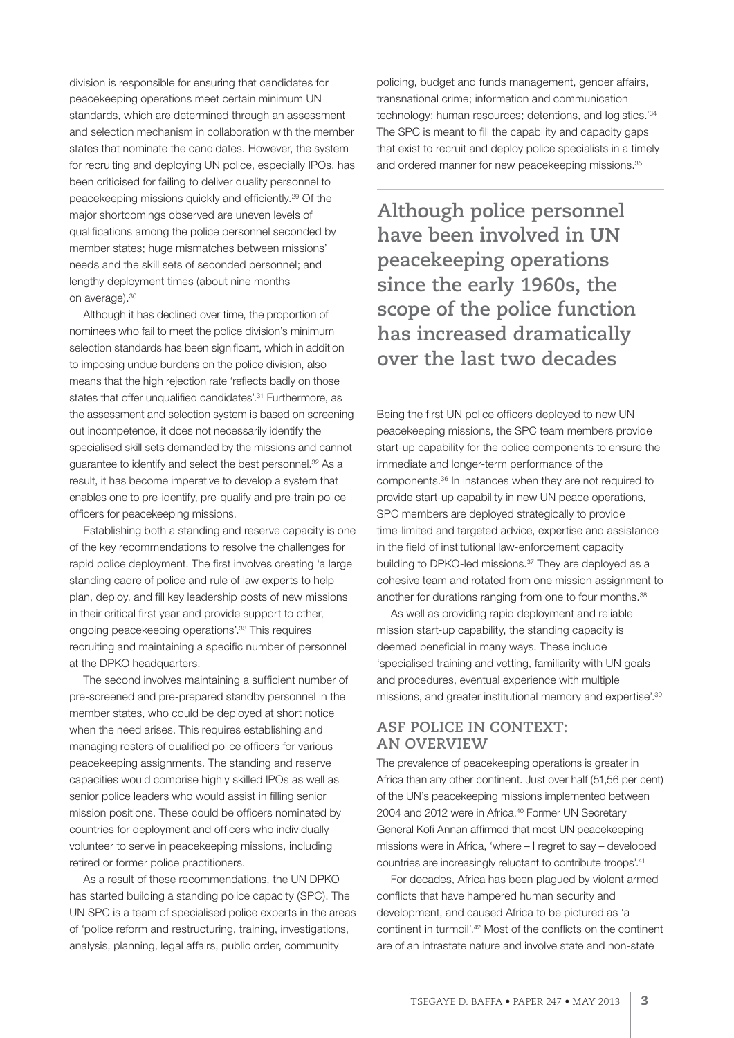division is responsible for ensuring that candidates for peacekeeping operations meet certain minimum UN standards, which are determined through an assessment and selection mechanism in collaboration with the member states that nominate the candidates. However, the system for recruiting and deploying UN police, especially IPOs, has been criticised for failing to deliver quality personnel to peacekeeping missions quickly and efficiently.[29] Of the major shortcomings observed are uneven levels of qualifications among the police personnel seconded by member states; huge mismatches between missions' needs and the skill sets of seconded personnel; and lengthy deployment times (about nine months on average).[30]

Although it has declined over time, the proportion of nominees who fail to meet the police division's minimum selection standards has been significant, which in addition to imposing undue burdens on the police division, also means that the high rejection rate 'reflects badly on those states that offer unqualified candidates'.[31] Furthermore, as the assessment and selection system is based on screening out incompetence, it does not necessarily identify the specialised skill sets demanded by the missions and cannot guarantee to identify and select the best personnel.[32] As a result, it has become imperative to develop a system that enables one to pre-identify, pre-qualify and pre-train police officers for peacekeeping missions.

Establishing both a standing and reserve capacity is one of the key recommendations to resolve the challenges for rapid police deployment. The first involves creating 'a large standing cadre of police and rule of law experts to help plan, deploy, and fill key leadership posts of new missions in their critical first year and provide support to other, ongoing peacekeeping operations'.[33] This requires recruiting and maintaining a specific number of personnel at the DPKO headquarters.

The second involves maintaining a sufficient number of pre-screened and pre-prepared standby personnel in the member states, who could be deployed at short notice when the need arises. This requires establishing and managing rosters of qualified police officers for various peacekeeping assignments. The standing and reserve capacities would comprise highly skilled IPOs as well as senior police leaders who would assist in filling senior mission positions. These could be officers nominated by countries for deployment and officers who individually volunteer to serve in peacekeeping missions, including retired or former police practitioners.

As a result of these recommendations, the UN DPKO has started building a standing police capacity (SPC). The UN SPC is a team of specialised police experts in the areas of 'police reform and restructuring, training, investigations, analysis, planning, legal affairs, public order, community policing, budget and funds management, gender affairs, transnational crime; information and communication technology; human resources; detentions, and logistics.'[34] The SPC is meant to fill the capability and capacity gaps that exist to recruit and deploy police specialists in a timely and ordered manner for new peacekeeping missions.[35]

> **Although police personnel have been involved in UN peacekeeping operations since the early 1960s, the scope of the police function has increased dramatically over the last two decades**

Being the first UN police officers deployed to new UN peacekeeping missions, the SPC team members provide start-up capability for the police components to ensure the immediate and longer-term performance of the components.[36] In instances when they are not required to provide start-up capability in new UN peace operations, SPC members are deployed strategically to provide time-limited and targeted advice, expertise and assistance in the field of institutional law-enforcement capacity building to DPKO-led missions.[37] They are deployed as a cohesive team and rotated from one mission assignment to another for durations ranging from one to four months.[38]

As well as providing rapid deployment and reliable mission start-up capability, the standing capacity is deemed beneficial in many ways. These include 'specialised training and vetting, familiarity with UN goals and procedures, eventual experience with multiple missions, and greater institutional memory and expertise'.[39]

## ASF POLICE IN CONTEXT: AN OVERVIEW

The prevalence of peacekeeping operations is greater in Africa than any other continent. Just over half (51,56 per cent) of the UN's peacekeeping missions implemented between 2004 and 2012 were in Africa.[40] Former UN Secretary General Kofi Annan affirmed that most UN peacekeeping missions were in Africa, 'where – I regret to say – developed countries are increasingly reluctant to contribute troops'.[41]

For decades, Africa has been plagued by violent armed conflicts that have hampered human security and development, and caused Africa to be pictured as 'a continent in turmoil'.[42] Most of the conflicts on the continent are of an intrastate nature and involve state and non-state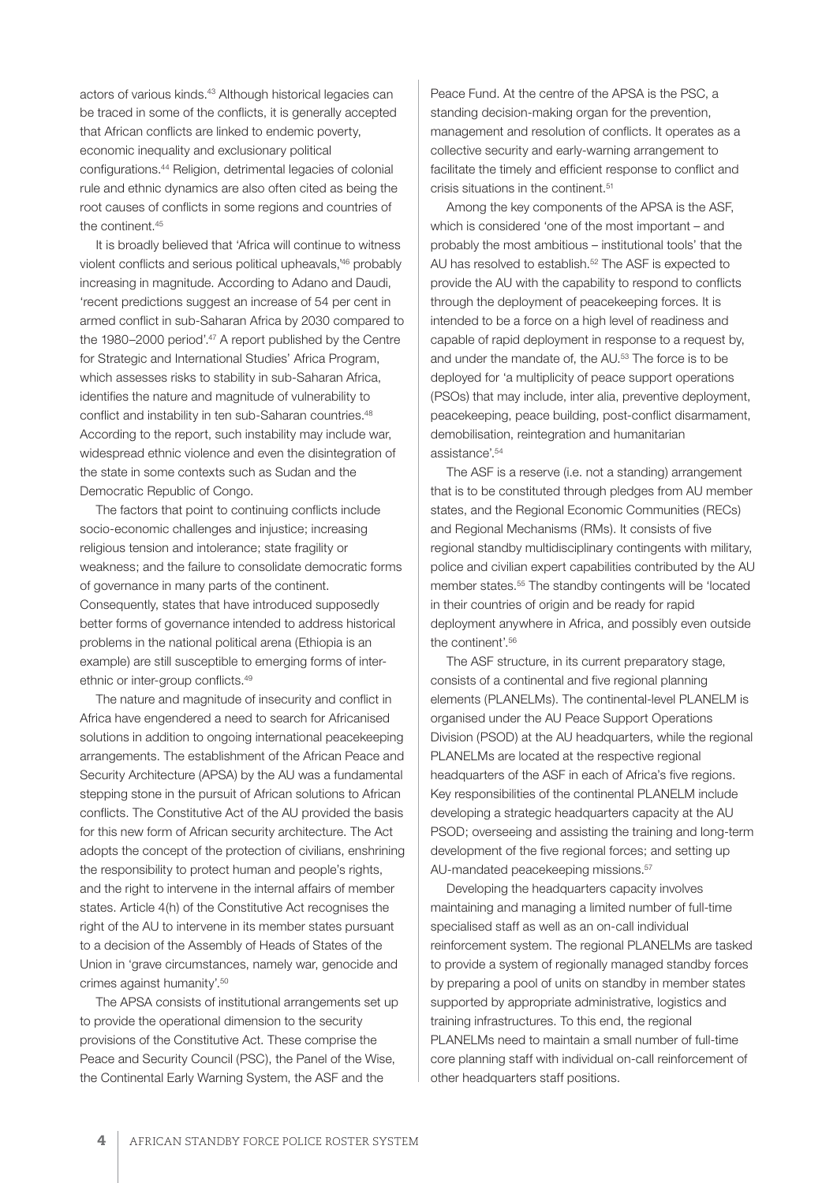actors of various kinds.[43] Although historical legacies can be traced in some of the conflicts, it is generally accepted that African conflicts are linked to endemic poverty, economic inequality and exclusionary political configurations.[44] Religion, detrimental legacies of colonial rule and ethnic dynamics are also often cited as being the root causes of conflicts in some regions and countries of the continent.[45]

It is broadly believed that 'Africa will continue to witness violent conflicts and serious political upheavals,'[46] probably increasing in magnitude. According to Adano and Daudi, 'recent predictions suggest an increase of 54 per cent in armed conflict in sub-Saharan Africa by 2030 compared to the 1980–2000 period'.[47] A report published by the Centre for Strategic and International Studies' Africa Program, which assesses risks to stability in sub-Saharan Africa, identifies the nature and magnitude of vulnerability to conflict and instability in ten sub-Saharan countries.[48] According to the report, such instability may include war, widespread ethnic violence and even the disintegration of the state in some contexts such as Sudan and the Democratic Republic of Congo.

The factors that point to continuing conflicts include socio-economic challenges and injustice; increasing religious tension and intolerance; state fragility or weakness; and the failure to consolidate democratic forms of governance in many parts of the continent. Consequently, states that have introduced supposedly better forms of governance intended to address historical problems in the national political arena (Ethiopia is an example) are still susceptible to emerging forms of inter-ethnic or inter-group conflicts.[49]

The nature and magnitude of insecurity and conflict in Africa have engendered a need to search for Africanised solutions in addition to ongoing international peacekeeping arrangements. The establishment of the African Peace and Security Architecture (APSA) by the AU was a fundamental stepping stone in the pursuit of African solutions to African conflicts. The Constitutive Act of the AU provided the basis for this new form of African security architecture. The Act adopts the concept of the protection of civilians, enshrining the responsibility to protect human and people's rights, and the right to intervene in the internal affairs of member states. Article 4(h) of the Constitutive Act recognises the right of the AU to intervene in its member states pursuant to a decision of the Assembly of Heads of States of the Union in 'grave circumstances, namely war, genocide and crimes against humanity'.[50]

The APSA consists of institutional arrangements set up to provide the operational dimension to the security provisions of the Constitutive Act. These comprise the Peace and Security Council (PSC), the Panel of the Wise, the Continental Early Warning System, the ASF and the Peace Fund. At the centre of the APSA is the PSC, a standing decision-making organ for the prevention, management and resolution of conflicts. It operates as a collective security and early-warning arrangement to facilitate the timely and efficient response to conflict and crisis situations in the continent.[51]

Among the key components of the APSA is the ASF, which is considered 'one of the most important – and probably the most ambitious – institutional tools' that the AU has resolved to establish.[52] The ASF is expected to provide the AU with the capability to respond to conflicts through the deployment of peacekeeping forces. It is intended to be a force on a high level of readiness and capable of rapid deployment in response to a request by, and under the mandate of, the AU.[53] The force is to be deployed for 'a multiplicity of peace support operations (PSOs) that may include, inter alia, preventive deployment, peacekeeping, peace building, post-conflict disarmament, demobilisation, reintegration and humanitarian assistance'.[54]

The ASF is a reserve (i.e. not a standing) arrangement that is to be constituted through pledges from AU member states, and the Regional Economic Communities (RECs) and Regional Mechanisms (RMs). It consists of five regional standby multidisciplinary contingents with military, police and civilian expert capabilities contributed by the AU member states.[55] The standby contingents will be 'located in their countries of origin and be ready for rapid deployment anywhere in Africa, and possibly even outside the continent'.[56]

The ASF structure, in its current preparatory stage, consists of a continental and five regional planning elements (PLANELMs). The continental-level PLANELM is organised under the AU Peace Support Operations Division (PSOD) at the AU headquarters, while the regional PLANELMs are located at the respective regional headquarters of the ASF in each of Africa's five regions. Key responsibilities of the continental PLANELM include developing a strategic headquarters capacity at the AU PSOD; overseeing and assisting the training and long-term development of the five regional forces; and setting up AU-mandated peacekeeping missions.[57]

Developing the headquarters capacity involves maintaining and managing a limited number of full-time specialised staff as well as an on-call individual reinforcement system. The regional PLANELMs are tasked to provide a system of regionally managed standby forces by preparing a pool of units on standby in member states supported by appropriate administrative, logistics and training infrastructures. To this end, the regional PLANELMs need to maintain a small number of full-time core planning staff with individual on-call reinforcement of other headquarters staff positions.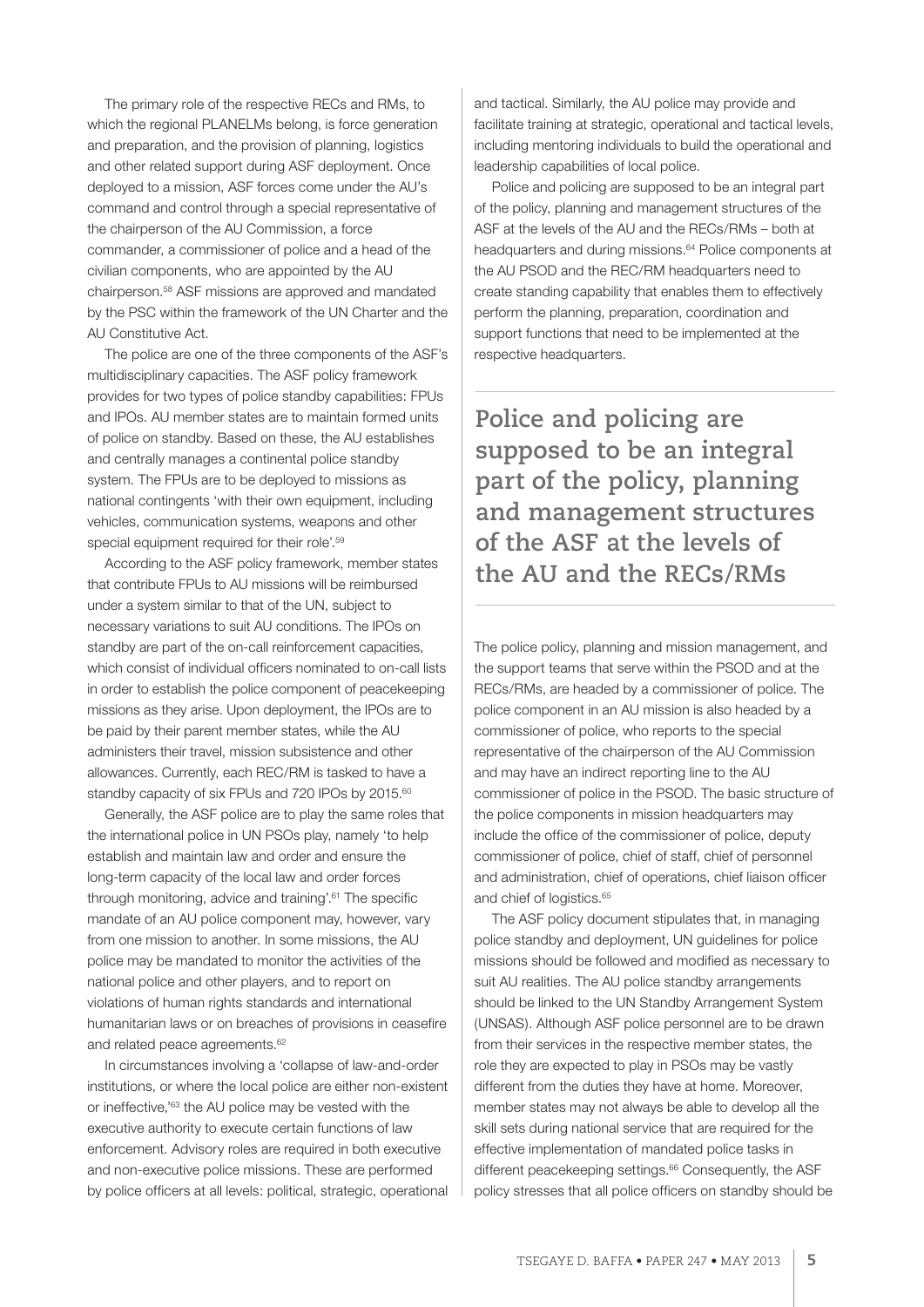The primary role of the respective RECs and RMs, to which the regional PLANELMs belong, is force generation and preparation, and the provision of planning, logistics and other related support during ASF deployment. Once deployed to a mission, ASF forces come under the AU's command and control through a special representative of the chairperson of the AU Commission, a force commander, a commissioner of police and a head of the civilian components, who are appointed by the AU chairperson.[58] ASF missions are approved and mandated by the PSC within the framework of the UN Charter and the AU Constitutive Act.

The police are one of the three components of the ASF's multidisciplinary capacities. The ASF policy framework provides for two types of police standby capabilities: FPUs and IPOs. AU member states are to maintain formed units of police on standby. Based on these, the AU establishes and centrally manages a continental police standby system. The FPUs are to be deployed to missions as national contingents 'with their own equipment, including vehicles, communication systems, weapons and other special equipment required for their role'.[59]

According to the ASF policy framework, member states that contribute FPUs to AU missions will be reimbursed under a system similar to that of the UN, subject to necessary variations to suit AU conditions. The IPOs on standby are part of the on-call reinforcement capacities, which consist of individual officers nominated to on-call lists in order to establish the police component of peacekeeping missions as they arise. Upon deployment, the IPOs are to be paid by their parent member states, while the AU administers their travel, mission subsistence and other allowances. Currently, each REC/RM is tasked to have a standby capacity of six FPUs and 720 IPOs by 2015.[60]

Generally, the ASF police are to play the same roles that the international police in UN PSOs play, namely 'to help establish and maintain law and order and ensure the long-term capacity of the local law and order forces through monitoring, advice and training'.[61] The specific mandate of an AU police component may, however, vary from one mission to another. In some missions, the AU police may be mandated to monitor the activities of the national police and other players, and to report on violations of human rights standards and international humanitarian laws or on breaches of provisions in ceasefire and related peace agreements.[62]

In circumstances involving a 'collapse of law-and-order institutions, or where the local police are either non-existent or ineffective,'[63] the AU police may be vested with the executive authority to execute certain functions of law enforcement. Advisory roles are required in both executive and non-executive police missions. These are performed by police officers at all levels: political, strategic, operational and tactical. Similarly, the AU police may provide and facilitate training at strategic, operational and tactical levels, including mentoring individuals to build the operational and leadership capabilities of local police.

Police and policing are supposed to be an integral part of the policy, planning and management structures of the ASF at the levels of the AU and the RECs/RMs – both at headquarters and during missions.[64] Police components at the AU PSOD and the REC/RM headquarters need to create standing capability that enables them to effectively perform the planning, preparation, coordination and support functions that need to be implemented at the respective headquarters.

**Police and policing are supposed to be an integral part of the policy, planning and management structures of the ASF at the levels of the AU and the RECs/RMs**

The police policy, planning and mission management, and the support teams that serve within the PSOD and at the RECs/RMs, are headed by a commissioner of police. The police component in an AU mission is also headed by a commissioner of police, who reports to the special representative of the chairperson of the AU Commission and may have an indirect reporting line to the AU commissioner of police in the PSOD. The basic structure of the police components in mission headquarters may include the office of the commissioner of police, deputy commissioner of police, chief of staff, chief of personnel and administration, chief of operations, chief liaison officer and chief of logistics.[65]

The ASF policy document stipulates that, in managing police standby and deployment, UN guidelines for police missions should be followed and modified as necessary to suit AU realities. The AU police standby arrangements should be linked to the UN Standby Arrangement System (UNSAS). Although ASF police personnel are to be drawn from their services in the respective member states, the role they are expected to play in PSOs may be vastly different from the duties they have at home. Moreover, member states may not always be able to develop all the skill sets during national service that are required for the effective implementation of mandated police tasks in different peacekeeping settings.[66] Consequently, the ASF policy stresses that all police officers on standby should be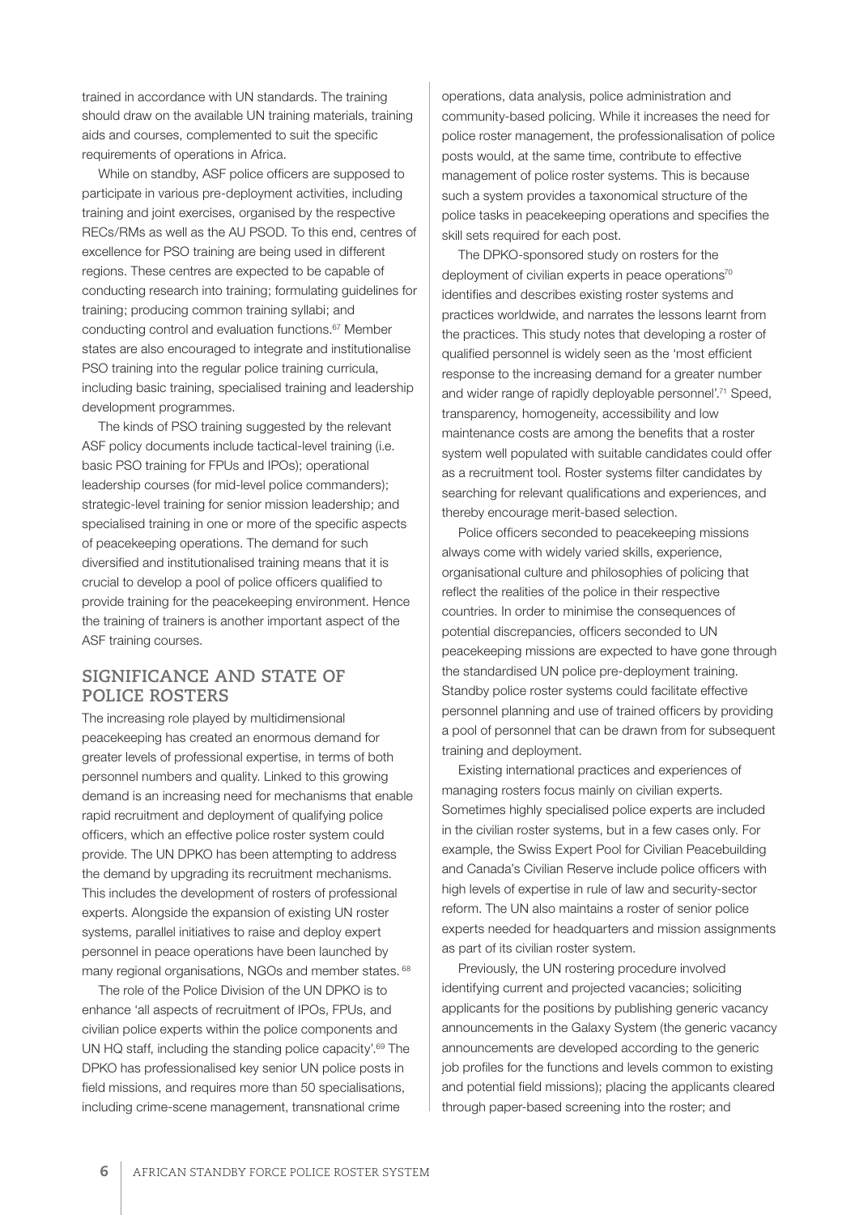trained in accordance with UN standards. The training should draw on the available UN training materials, training aids and courses, complemented to suit the specific requirements of operations in Africa.

While on standby, ASF police officers are supposed to participate in various pre-deployment activities, including training and joint exercises, organised by the respective RECs/RMs as well as the AU PSOD. To this end, centres of excellence for PSO training are being used in different regions. These centres are expected to be capable of conducting research into training; formulating guidelines for training; producing common training syllabi; and conducting control and evaluation functions.[67] Member states are also encouraged to integrate and institutionalise PSO training into the regular police training curricula, including basic training, specialised training and leadership development programmes.

The kinds of PSO training suggested by the relevant ASF policy documents include tactical-level training (i.e. basic PSO training for FPUs and IPOs); operational leadership courses (for mid-level police commanders); strategic-level training for senior mission leadership; and specialised training in one or more of the specific aspects of peacekeeping operations. The demand for such diversified and institutionalised training means that it is crucial to develop a pool of police officers qualified to provide training for the peacekeeping environment. Hence the training of trainers is another important aspect of the ASF training courses.

## SIGNIFICANCE AND STATE OF POLICE ROSTERS

The increasing role played by multidimensional peacekeeping has created an enormous demand for greater levels of professional expertise, in terms of both personnel numbers and quality. Linked to this growing demand is an increasing need for mechanisms that enable rapid recruitment and deployment of qualifying police officers, which an effective police roster system could provide. The UN DPKO has been attempting to address the demand by upgrading its recruitment mechanisms. This includes the development of rosters of professional experts. Alongside the expansion of existing UN roster systems, parallel initiatives to raise and deploy expert personnel in peace operations have been launched by many regional organisations, NGOs and member states.[68]

The role of the Police Division of the UN DPKO is to enhance 'all aspects of recruitment of IPOs, FPUs, and civilian police experts within the police components and UN HQ staff, including the standing police capacity'.[69] The DPKO has professionalised key senior UN police posts in field missions, and requires more than 50 specialisations, including crime-scene management, transnational crime operations, data analysis, police administration and community-based policing. While it increases the need for police roster management, the professionalisation of police posts would, at the same time, contribute to effective management of police roster systems. This is because such a system provides a taxonomical structure of the police tasks in peacekeeping operations and specifies the skill sets required for each post.

The DPKO-sponsored study on rosters for the deployment of civilian experts in peace operations[70] identifies and describes existing roster systems and practices worldwide, and narrates the lessons learnt from the practices. This study notes that developing a roster of qualified personnel is widely seen as the 'most efficient response to the increasing demand for a greater number and wider range of rapidly deployable personnel'.[71] Speed, transparency, homogeneity, accessibility and low maintenance costs are among the benefits that a roster system well populated with suitable candidates could offer as a recruitment tool. Roster systems filter candidates by searching for relevant qualifications and experiences, and thereby encourage merit-based selection.

Police officers seconded to peacekeeping missions always come with widely varied skills, experience, organisational culture and philosophies of policing that reflect the realities of the police in their respective countries. In order to minimise the consequences of potential discrepancies, officers seconded to UN peacekeeping missions are expected to have gone through the standardised UN police pre-deployment training. Standby police roster systems could facilitate effective personnel planning and use of trained officers by providing a pool of personnel that can be drawn from for subsequent training and deployment.

Existing international practices and experiences of managing rosters focus mainly on civilian experts. Sometimes highly specialised police experts are included in the civilian roster systems, but in a few cases only. For example, the Swiss Expert Pool for Civilian Peacebuilding and Canada's Civilian Reserve include police officers with high levels of expertise in rule of law and security-sector reform. The UN also maintains a roster of senior police experts needed for headquarters and mission assignments as part of its civilian roster system.

Previously, the UN rostering procedure involved identifying current and projected vacancies; soliciting applicants for the positions by publishing generic vacancy announcements in the Galaxy System (the generic vacancy announcements are developed according to the generic job profiles for the functions and levels common to existing and potential field missions); placing the applicants cleared through paper-based screening into the roster; and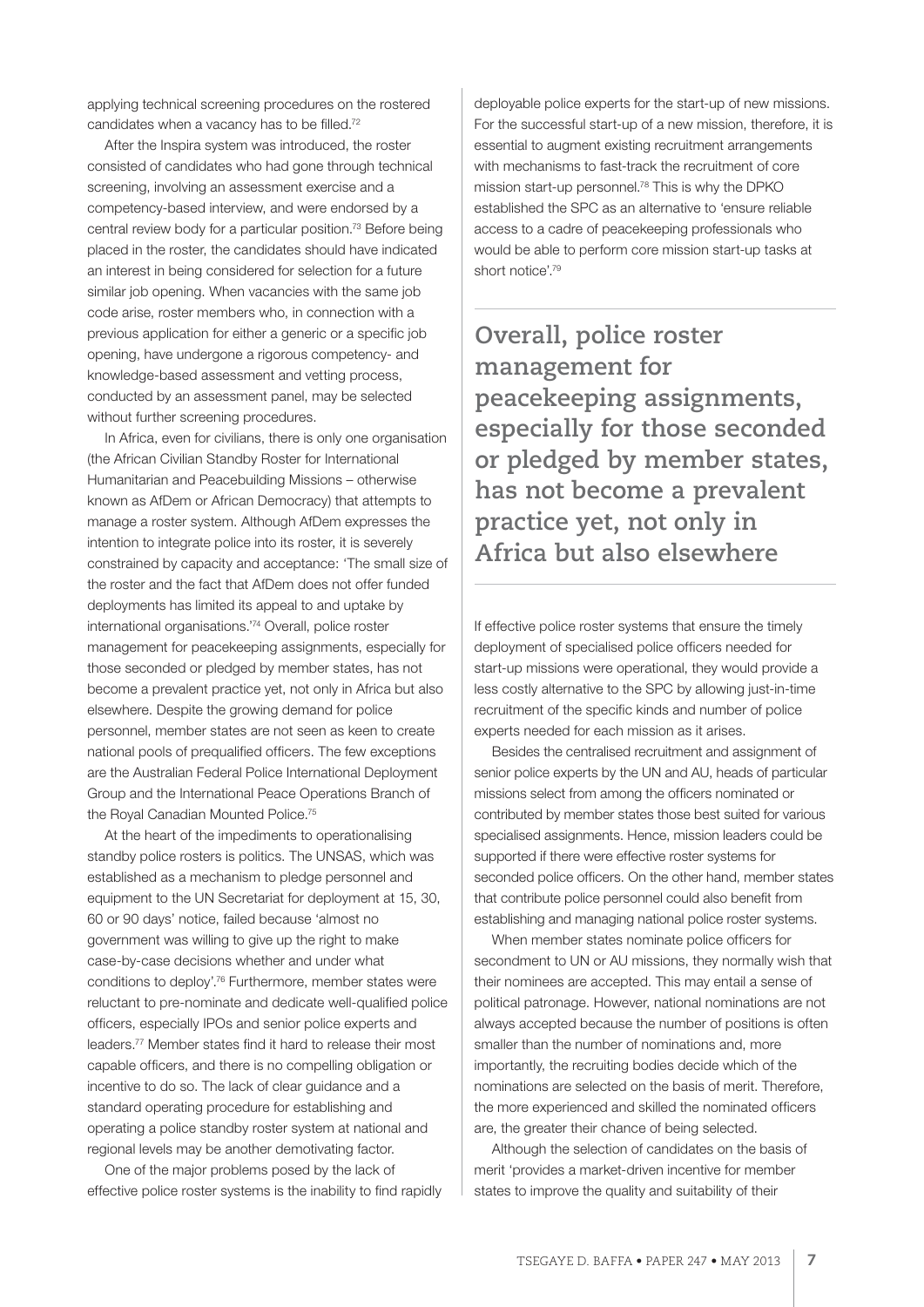applying technical screening procedures on the rostered candidates when a vacancy has to be filled.[72]

After the Inspira system was introduced, the roster consisted of candidates who had gone through technical screening, involving an assessment exercise and a competency-based interview, and were endorsed by a central review body for a particular position.[73] Before being placed in the roster, the candidates should have indicated an interest in being considered for selection for a future similar job opening. When vacancies with the same job code arise, roster members who, in connection with a previous application for either a generic or a specific job opening, have undergone a rigorous competency- and knowledge-based assessment and vetting process, conducted by an assessment panel, may be selected without further screening procedures.

In Africa, even for civilians, there is only one organisation (the African Civilian Standby Roster for International Humanitarian and Peacebuilding Missions – otherwise known as AfDem or African Democracy) that attempts to manage a roster system. Although AfDem expresses the intention to integrate police into its roster, it is severely constrained by capacity and acceptance: 'The small size of the roster and the fact that AfDem does not offer funded deployments has limited its appeal to and uptake by international organisations.'[74] Overall, police roster management for peacekeeping assignments, especially for those seconded or pledged by member states, has not become a prevalent practice yet, not only in Africa but also elsewhere. Despite the growing demand for police personnel, member states are not seen as keen to create national pools of prequalified officers. The few exceptions are the Australian Federal Police International Deployment Group and the International Peace Operations Branch of the Royal Canadian Mounted Police.[75]

At the heart of the impediments to operationalising standby police rosters is politics. The UNSAS, which was established as a mechanism to pledge personnel and equipment to the UN Secretariat for deployment at 15, 30, 60 or 90 days' notice, failed because 'almost no government was willing to give up the right to make case-by-case decisions whether and under what conditions to deploy'.[76] Furthermore, member states were reluctant to pre-nominate and dedicate well-qualified police officers, especially IPOs and senior police experts and leaders.[77] Member states find it hard to release their most capable officers, and there is no compelling obligation or incentive to do so. The lack of clear guidance and a standard operating procedure for establishing and operating a police standby roster system at national and regional levels may be another demotivating factor.

One of the major problems posed by the lack of effective police roster systems is the inability to find rapidly deployable police experts for the start-up of new missions. For the successful start-up of a new mission, therefore, it is essential to augment existing recruitment arrangements with mechanisms to fast-track the recruitment of core mission start-up personnel.[78] This is why the DPKO established the SPC as an alternative to 'ensure reliable access to a cadre of peacekeeping professionals who would be able to perform core mission start-up tasks at short notice'.[79]

**Overall, police roster management for peacekeeping assignments, especially for those seconded or pledged by member states, has not become a prevalent practice yet, not only in Africa but also elsewhere**

If effective police roster systems that ensure the timely deployment of specialised police officers needed for start-up missions were operational, they would provide a less costly alternative to the SPC by allowing just-in-time recruitment of the specific kinds and number of police experts needed for each mission as it arises.

Besides the centralised recruitment and assignment of senior police experts by the UN and AU, heads of particular missions select from among the officers nominated or contributed by member states those best suited for various specialised assignments. Hence, mission leaders could be supported if there were effective roster systems for seconded police officers. On the other hand, member states that contribute police personnel could also benefit from establishing and managing national police roster systems.

When member states nominate police officers for secondment to UN or AU missions, they normally wish that their nominees are accepted. This may entail a sense of political patronage. However, national nominations are not always accepted because the number of positions is often smaller than the number of nominations and, more importantly, the recruiting bodies decide which of the nominations are selected on the basis of merit. Therefore, the more experienced and skilled the nominated officers are, the greater their chance of being selected.

Although the selection of candidates on the basis of merit 'provides a market-driven incentive for member states to improve the quality and suitability of their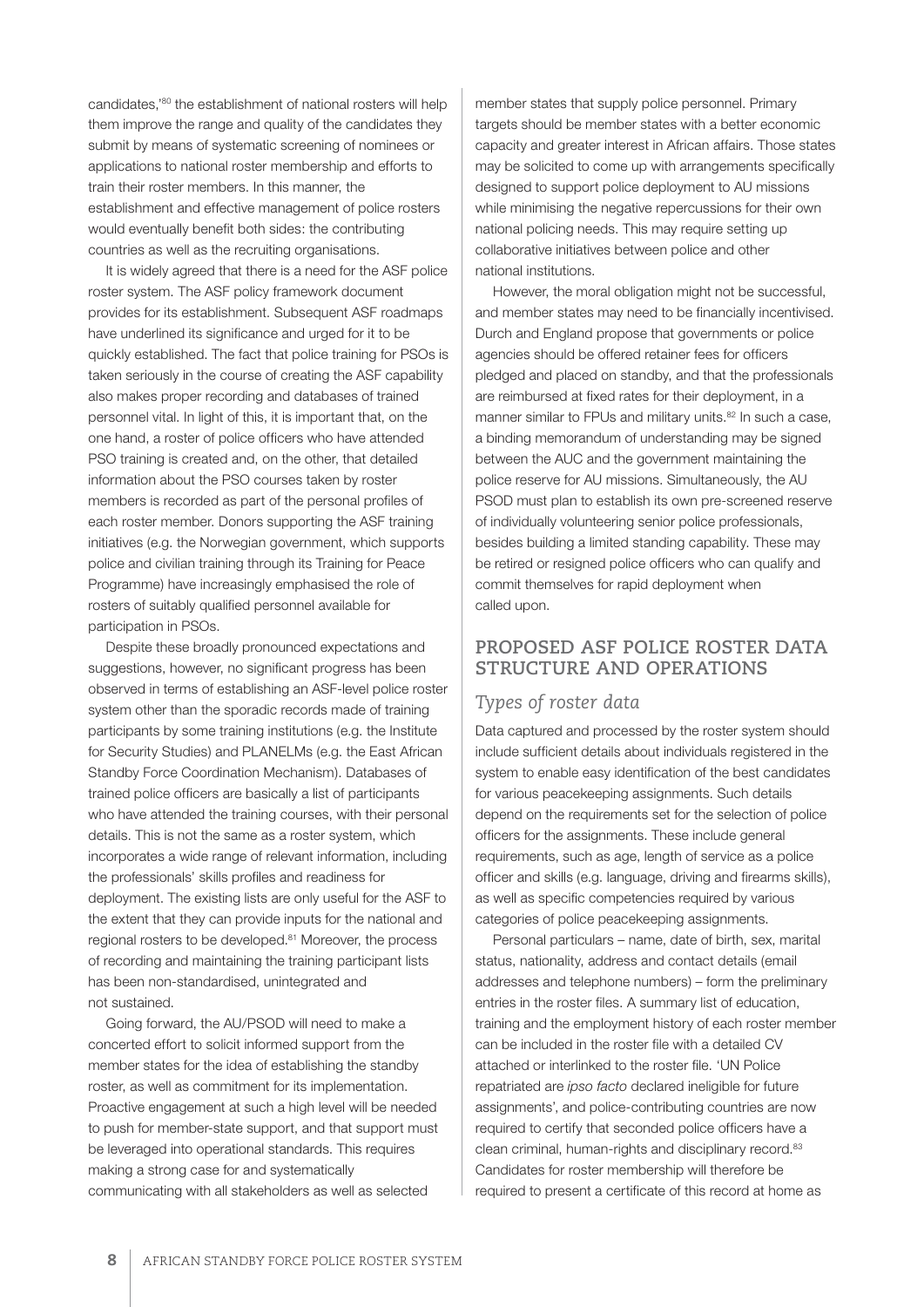candidates,'[80] the establishment of national rosters will help them improve the range and quality of the candidates they submit by means of systematic screening of nominees or applications to national roster membership and efforts to train their roster members. In this manner, the establishment and effective management of police rosters would eventually benefit both sides: the contributing countries as well as the recruiting organisations.

It is widely agreed that there is a need for the ASF police roster system. The ASF policy framework document provides for its establishment. Subsequent ASF roadmaps have underlined its significance and urged for it to be quickly established. The fact that police training for PSOs is taken seriously in the course of creating the ASF capability also makes proper recording and databases of trained personnel vital. In light of this, it is important that, on the one hand, a roster of police officers who have attended PSO training is created and, on the other, that detailed information about the PSO courses taken by roster members is recorded as part of the personal profiles of each roster member. Donors supporting the ASF training initiatives (e.g. the Norwegian government, which supports police and civilian training through its Training for Peace Programme) have increasingly emphasised the role of rosters of suitably qualified personnel available for participation in PSOs.

Despite these broadly pronounced expectations and suggestions, however, no significant progress has been observed in terms of establishing an ASF-level police roster system other than the sporadic records made of training participants by some training institutions (e.g. the Institute for Security Studies) and PLANELMs (e.g. the East African Standby Force Coordination Mechanism). Databases of trained police officers are basically a list of participants who have attended the training courses, with their personal details. This is not the same as a roster system, which incorporates a wide range of relevant information, including the professionals' skills profiles and readiness for deployment. The existing lists are only useful for the ASF to the extent that they can provide inputs for the national and regional rosters to be developed.[81] Moreover, the process of recording and maintaining the training participant lists has been non-standardised, unintegrated and not sustained.

Going forward, the AU/PSOD will need to make a concerted effort to solicit informed support from the member states for the idea of establishing the standby roster, as well as commitment for its implementation. Proactive engagement at such a high level will be needed to push for member-state support, and that support must be leveraged into operational standards. This requires making a strong case for and systematically communicating with all stakeholders as well as selected member states that supply police personnel. Primary targets should be member states with a better economic capacity and greater interest in African affairs. Those states may be solicited to come up with arrangements specifically designed to support police deployment to AU missions while minimising the negative repercussions for their own national policing needs. This may require setting up collaborative initiatives between police and other national institutions.

However, the moral obligation might not be successful, and member states may need to be financially incentivised. Durch and England propose that governments or police agencies should be offered retainer fees for officers pledged and placed on standby, and that the professionals are reimbursed at fixed rates for their deployment, in a manner similar to FPUs and military units.[82] In such a case, a binding memorandum of understanding may be signed between the AUC and the government maintaining the police reserve for AU missions. Simultaneously, the AU PSOD must plan to establish its own pre-screened reserve of individually volunteering senior police professionals, besides building a limited standing capability. These may be retired or resigned police officers who can qualify and commit themselves for rapid deployment when called upon.

## PROPOSED ASF POLICE ROSTER DATA STRUCTURE AND OPERATIONS

### *Types of roster data*

Data captured and processed by the roster system should include sufficient details about individuals registered in the system to enable easy identification of the best candidates for various peacekeeping assignments. Such details depend on the requirements set for the selection of police officers for the assignments. These include general requirements, such as age, length of service as a police officer and skills (e.g. language, driving and firearms skills), as well as specific competencies required by various categories of police peacekeeping assignments.

Personal particulars – name, date of birth, sex, marital status, nationality, address and contact details (email addresses and telephone numbers) – form the preliminary entries in the roster files. A summary list of education, training and the employment history of each roster member can be included in the roster file with a detailed CV attached or interlinked to the roster file. 'UN Police repatriated are *ipso facto* declared ineligible for future assignments', and police-contributing countries are now required to certify that seconded police officers have a clean criminal, human-rights and disciplinary record.[83] Candidates for roster membership will therefore be required to present a certificate of this record at home as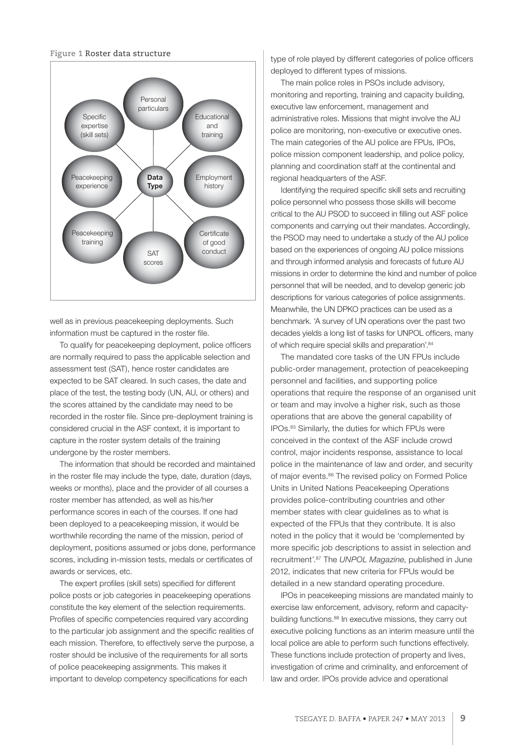**Figure 1** Roster data structure

Personal particulars; Educational and training; Employment history; Certificate of good conduct; SAT scores; Peacekeeping training; Peacekeeping experience; Specific expertise (skill sets) — all linked to **Data Type**

well as in previous peacekeeping deployments. Such information must be captured in the roster file.

To qualify for peacekeeping deployment, police officers are normally required to pass the applicable selection and assessment test (SAT), hence roster candidates are expected to be SAT cleared. In such cases, the date and place of the test, the testing body (UN, AU, or others) and the scores attained by the candidate may need to be recorded in the roster file. Since pre-deployment training is considered crucial in the ASF context, it is important to capture in the roster system details of the training undergone by the roster members.

The information that should be recorded and maintained in the roster file may include the type, date, duration (days, weeks or months), place and the provider of all courses a roster member has attended, as well as his/her performance scores in each of the courses. If one had been deployed to a peacekeeping mission, it would be worthwhile recording the name of the mission, period of deployment, positions assumed or jobs done, performance scores, including in-mission tests, medals or certificates of awards or services, etc.

The expert profiles (skill sets) specified for different police posts or job categories in peacekeeping operations constitute the key element of the selection requirements. Profiles of specific competencies required vary according to the particular job assignment and the specific realities of each mission. Therefore, to effectively serve the purpose, a roster should be inclusive of the requirements for all sorts of police peacekeeping assignments. This makes it important to develop competency specifications for each type of role played by different categories of police officers deployed to different types of missions.

The main police roles in PSOs include advisory, monitoring and reporting, training and capacity building, executive law enforcement, management and administrative roles. Missions that might involve the AU police are monitoring, non-executive or executive ones. The main categories of the AU police are FPUs, IPOs, police mission component leadership, and police policy, planning and coordination staff at the continental and regional headquarters of the ASF.

Identifying the required specific skill sets and recruiting police personnel who possess those skills will become critical to the AU PSOD to succeed in filling out ASF police components and carrying out their mandates. Accordingly, the PSOD may need to undertake a study of the AU police based on the experiences of ongoing AU police missions and through informed analysis and forecasts of future AU missions in order to determine the kind and number of police personnel that will be needed, and to develop generic job descriptions for various categories of police assignments. Meanwhile, the UN DPKO practices can be used as a benchmark. 'A survey of UN operations over the past two decades yields a long list of tasks for UNPOL officers, many of which require special skills and preparation'.[84]

The mandated core tasks of the UN FPUs include public-order management, protection of peacekeeping personnel and facilities, and supporting police operations that require the response of an organised unit or team and may involve a higher risk, such as those operations that are above the general capability of IPOs.[85] Similarly, the duties for which FPUs were conceived in the context of the ASF include crowd control, major incidents response, assistance to local police in the maintenance of law and order, and security of major events.[86] The revised policy on Formed Police Units in United Nations Peacekeeping Operations provides police-contributing countries and other member states with clear guidelines as to what is expected of the FPUs that they contribute. It is also noted in the policy that it would be 'complemented by more specific job descriptions to assist in selection and recruitment'.[87] The *UNPOL Magazine*, published in June 2012, indicates that new criteria for FPUs would be detailed in a new standard operating procedure.

IPOs in peacekeeping missions are mandated mainly to exercise law enforcement, advisory, reform and capacity-building functions.[88] In executive missions, they carry out executive policing functions as an interim measure until the local police are able to perform such functions effectively. These functions include protection of property and lives, investigation of crime and criminality, and enforcement of law and order. IPOs provide advice and operational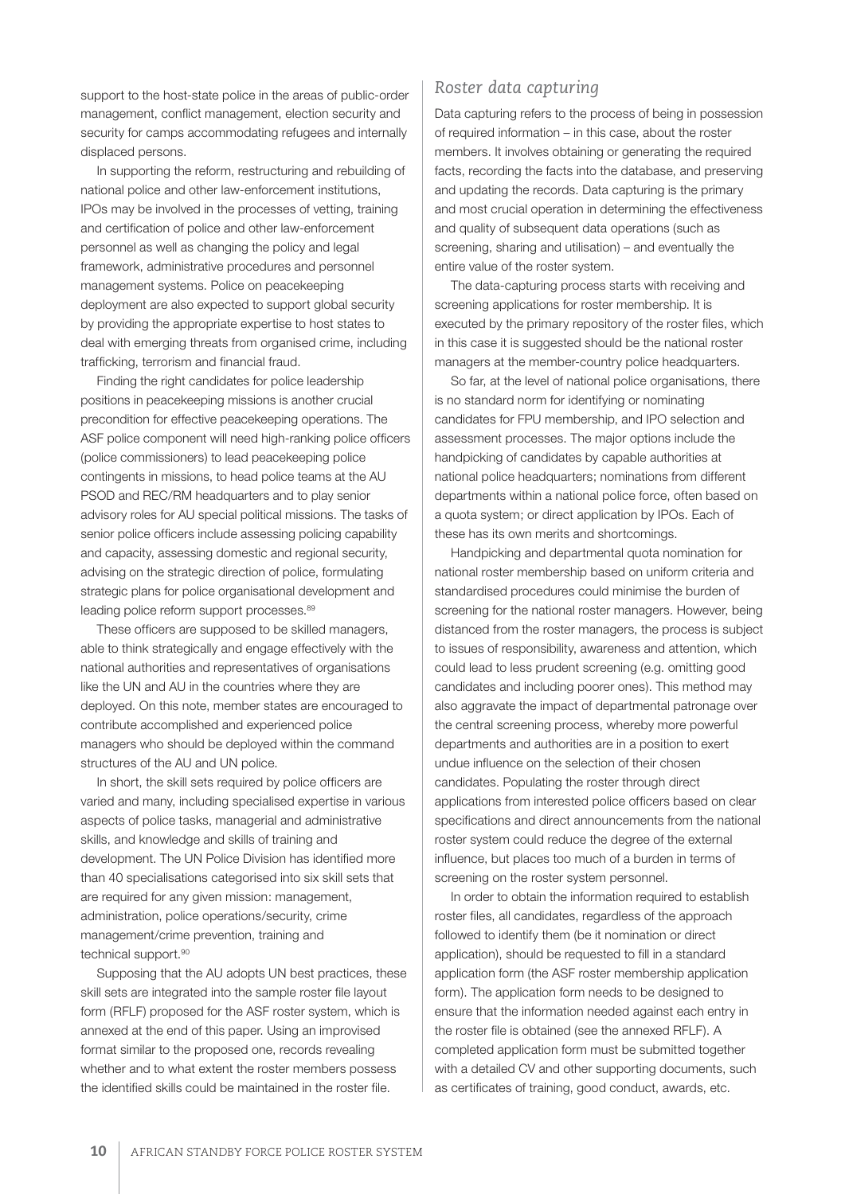support to the host-state police in the areas of public-order management, conflict management, election security and security for camps accommodating refugees and internally displaced persons.

In supporting the reform, restructuring and rebuilding of national police and other law-enforcement institutions, IPOs may be involved in the processes of vetting, training and certification of police and other law-enforcement personnel as well as changing the policy and legal framework, administrative procedures and personnel management systems. Police on peacekeeping deployment are also expected to support global security by providing the appropriate expertise to host states to deal with emerging threats from organised crime, including trafficking, terrorism and financial fraud.

Finding the right candidates for police leadership positions in peacekeeping missions is another crucial precondition for effective peacekeeping operations. The ASF police component will need high-ranking police officers (police commissioners) to lead peacekeeping police contingents in missions, to head police teams at the AU PSOD and REC/RM headquarters and to play senior advisory roles for AU special political missions. The tasks of senior police officers include assessing policing capability and capacity, assessing domestic and regional security, advising on the strategic direction of police, formulating strategic plans for police organisational development and leading police reform support processes.[89]

These officers are supposed to be skilled managers, able to think strategically and engage effectively with the national authorities and representatives of organisations like the UN and AU in the countries where they are deployed. On this note, member states are encouraged to contribute accomplished and experienced police managers who should be deployed within the command structures of the AU and UN police.

In short, the skill sets required by police officers are varied and many, including specialised expertise in various aspects of police tasks, managerial and administrative skills, and knowledge and skills of training and development. The UN Police Division has identified more than 40 specialisations categorised into six skill sets that are required for any given mission: management, administration, police operations/security, crime management/crime prevention, training and technical support.[90]

Supposing that the AU adopts UN best practices, these skill sets are integrated into the sample roster file layout form (RFLF) proposed for the ASF roster system, which is annexed at the end of this paper. Using an improvised format similar to the proposed one, records revealing whether and to what extent the roster members possess the identified skills could be maintained in the roster file.

## *Roster data capturing*

Data capturing refers to the process of being in possession of required information – in this case, about the roster members. It involves obtaining or generating the required facts, recording the facts into the database, and preserving and updating the records. Data capturing is the primary and most crucial operation in determining the effectiveness and quality of subsequent data operations (such as screening, sharing and utilisation) – and eventually the entire value of the roster system.

The data-capturing process starts with receiving and screening applications for roster membership. It is executed by the primary repository of the roster files, which in this case it is suggested should be the national roster managers at the member-country police headquarters.

So far, at the level of national police organisations, there is no standard norm for identifying or nominating candidates for FPU membership, and IPO selection and assessment processes. The major options include the handpicking of candidates by capable authorities at national police headquarters; nominations from different departments within a national police force, often based on a quota system; or direct application by IPOs. Each of these has its own merits and shortcomings.

Handpicking and departmental quota nomination for national roster membership based on uniform criteria and standardised procedures could minimise the burden of screening for the national roster managers. However, being distanced from the roster managers, the process is subject to issues of responsibility, awareness and attention, which could lead to less prudent screening (e.g. omitting good candidates and including poorer ones). This method may also aggravate the impact of departmental patronage over the central screening process, whereby more powerful departments and authorities are in a position to exert undue influence on the selection of their chosen candidates. Populating the roster through direct applications from interested police officers based on clear specifications and direct announcements from the national roster system could reduce the degree of the external influence, but places too much of a burden in terms of screening on the roster system personnel.

In order to obtain the information required to establish roster files, all candidates, regardless of the approach followed to identify them (be it nomination or direct application), should be requested to fill in a standard application form (the ASF roster membership application form). The application form needs to be designed to ensure that the information needed against each entry in the roster file is obtained (see the annexed RFLF). A completed application form must be submitted together with a detailed CV and other supporting documents, such as certificates of training, good conduct, awards, etc.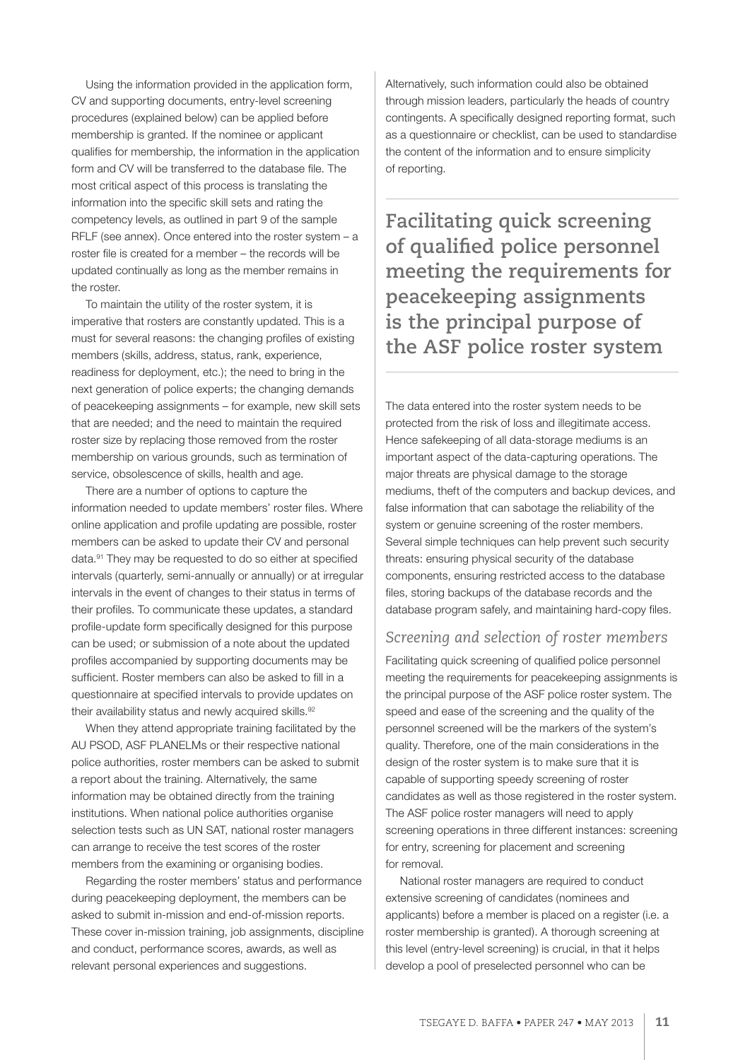Using the information provided in the application form, CV and supporting documents, entry-level screening procedures (explained below) can be applied before membership is granted. If the nominee or applicant qualifies for membership, the information in the application form and CV will be transferred to the database file. The most critical aspect of this process is translating the information into the specific skill sets and rating the competency levels, as outlined in part 9 of the sample RFLF (see annex). Once entered into the roster system – a roster file is created for a member – the records will be updated continually as long as the member remains in the roster.

To maintain the utility of the roster system, it is imperative that rosters are constantly updated. This is a must for several reasons: the changing profiles of existing members (skills, address, status, rank, experience, readiness for deployment, etc.); the need to bring in the next generation of police experts; the changing demands of peacekeeping assignments – for example, new skill sets that are needed; and the need to maintain the required roster size by replacing those removed from the roster membership on various grounds, such as termination of service, obsolescence of skills, health and age.

There are a number of options to capture the information needed to update members' roster files. Where online application and profile updating are possible, roster members can be asked to update their CV and personal data.[91] They may be requested to do so either at specified intervals (quarterly, semi-annually or annually) or at irregular intervals in the event of changes to their status in terms of their profiles. To communicate these updates, a standard profile-update form specifically designed for this purpose can be used; or submission of a note about the updated profiles accompanied by supporting documents may be sufficient. Roster members can also be asked to fill in a questionnaire at specified intervals to provide updates on their availability status and newly acquired skills.[92]

When they attend appropriate training facilitated by the AU PSOD, ASF PLANELMs or their respective national police authorities, roster members can be asked to submit a report about the training. Alternatively, the same information may be obtained directly from the training institutions. When national police authorities organise selection tests such as UN SAT, national roster managers can arrange to receive the test scores of the roster members from the examining or organising bodies.

Regarding the roster members' status and performance during peacekeeping deployment, the members can be asked to submit in-mission and end-of-mission reports. These cover in-mission training, job assignments, discipline and conduct, performance scores, awards, as well as relevant personal experiences and suggestions.

Alternatively, such information could also be obtained through mission leaders, particularly the heads of country contingents. A specifically designed reporting format, such as a questionnaire or checklist, can be used to standardise the content of the information and to ensure simplicity of reporting.

**Facilitating quick screening of qualified police personnel meeting the requirements for peacekeeping assignments is the principal purpose of the ASF police roster system**

The data entered into the roster system needs to be protected from the risk of loss and illegitimate access. Hence safekeeping of all data-storage mediums is an important aspect of the data-capturing operations. The major threats are physical damage to the storage mediums, theft of the computers and backup devices, and false information that can sabotage the reliability of the system or genuine screening of the roster members. Several simple techniques can help prevent such security threats: ensuring physical security of the database components, ensuring restricted access to the database files, storing backups of the database records and the database program safely, and maintaining hard-copy files.

### *Screening and selection of roster members*

Facilitating quick screening of qualified police personnel meeting the requirements for peacekeeping assignments is the principal purpose of the ASF police roster system. The speed and ease of the screening and the quality of the personnel screened will be the markers of the system's quality. Therefore, one of the main considerations in the design of the roster system is to make sure that it is capable of supporting speedy screening of roster candidates as well as those registered in the roster system. The ASF police roster managers will need to apply screening operations in three different instances: screening for entry, screening for placement and screening for removal.

National roster managers are required to conduct extensive screening of candidates (nominees and applicants) before a member is placed on a register (i.e. a roster membership is granted). A thorough screening at this level (entry-level screening) is crucial, in that it helps develop a pool of preselected personnel who can be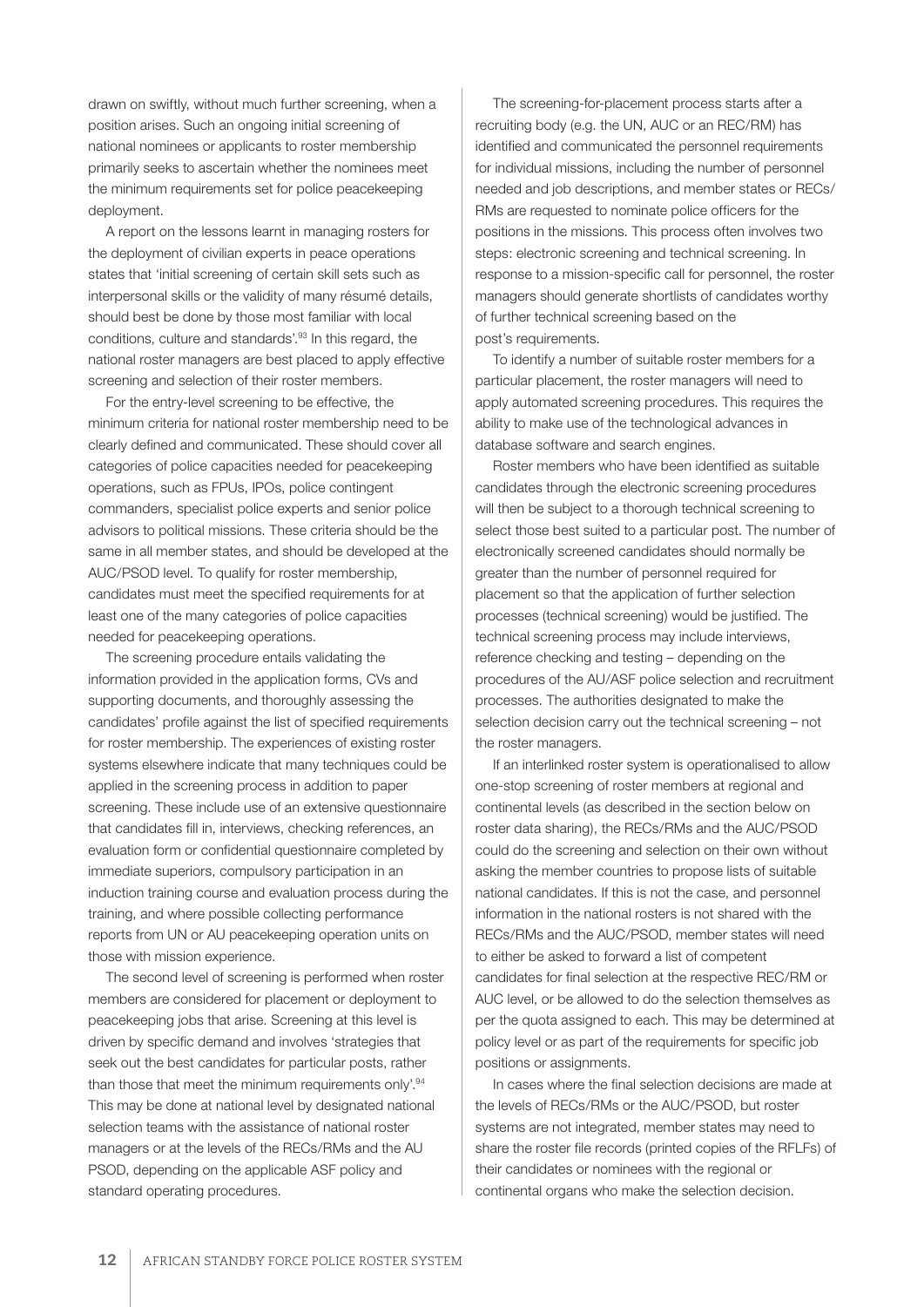drawn on swiftly, without much further screening, when a position arises. Such an ongoing initial screening of national nominees or applicants to roster membership primarily seeks to ascertain whether the nominees meet the minimum requirements set for police peacekeeping deployment.

A report on the lessons learnt in managing rosters for the deployment of civilian experts in peace operations states that 'initial screening of certain skill sets such as interpersonal skills or the validity of many résumé details, should best be done by those most familiar with local conditions, culture and standards'.[93] In this regard, the national roster managers are best placed to apply effective screening and selection of their roster members.

For the entry-level screening to be effective, the minimum criteria for national roster membership need to be clearly defined and communicated. These should cover all categories of police capacities needed for peacekeeping operations, such as FPUs, IPOs, police contingent commanders, specialist police experts and senior police advisors to political missions. These criteria should be the same in all member states, and should be developed at the AUC/PSOD level. To qualify for roster membership, candidates must meet the specified requirements for at least one of the many categories of police capacities needed for peacekeeping operations.

The screening procedure entails validating the information provided in the application forms, CVs and supporting documents, and thoroughly assessing the candidates' profile against the list of specified requirements for roster membership. The experiences of existing roster systems elsewhere indicate that many techniques could be applied in the screening process in addition to paper screening. These include use of an extensive questionnaire that candidates fill in, interviews, checking references, an evaluation form or confidential questionnaire completed by immediate superiors, compulsory participation in an induction training course and evaluation process during the training, and where possible collecting performance reports from UN or AU peacekeeping operation units on those with mission experience.

The second level of screening is performed when roster members are considered for placement or deployment to peacekeeping jobs that arise. Screening at this level is driven by specific demand and involves 'strategies that seek out the best candidates for particular posts, rather than those that meet the minimum requirements only'.[94] This may be done at national level by designated national selection teams with the assistance of national roster managers or at the levels of the RECs/RMs and the AU PSOD, depending on the applicable ASF policy and standard operating procedures.

The screening-for-placement process starts after a recruiting body (e.g. the UN, AUC or an REC/RM) has identified and communicated the personnel requirements for individual missions, including the number of personnel needed and job descriptions, and member states or RECs/RMs are requested to nominate police officers for the positions in the missions. This process often involves two steps: electronic screening and technical screening. In response to a mission-specific call for personnel, the roster managers should generate shortlists of candidates worthy of further technical screening based on the post's requirements.

To identify a number of suitable roster members for a particular placement, the roster managers will need to apply automated screening procedures. This requires the ability to make use of the technological advances in database software and search engines.

Roster members who have been identified as suitable candidates through the electronic screening procedures will then be subject to a thorough technical screening to select those best suited to a particular post. The number of electronically screened candidates should normally be greater than the number of personnel required for placement so that the application of further selection processes (technical screening) would be justified. The technical screening process may include interviews, reference checking and testing – depending on the procedures of the AU/ASF police selection and recruitment processes. The authorities designated to make the selection decision carry out the technical screening – not the roster managers.

If an interlinked roster system is operationalised to allow one-stop screening of roster members at regional and continental levels (as described in the section below on roster data sharing), the RECs/RMs and the AUC/PSOD could do the screening and selection on their own without asking the member countries to propose lists of suitable national candidates. If this is not the case, and personnel information in the national rosters is not shared with the RECs/RMs and the AUC/PSOD, member states will need to either be asked to forward a list of competent candidates for final selection at the respective REC/RM or AUC level, or be allowed to do the selection themselves as per the quota assigned to each. This may be determined at policy level or as part of the requirements for specific job positions or assignments.

In cases where the final selection decisions are made at the levels of RECs/RMs or the AUC/PSOD, but roster systems are not integrated, member states may need to share the roster file records (printed copies of the RFLFs) of their candidates or nominees with the regional or continental organs who make the selection decision.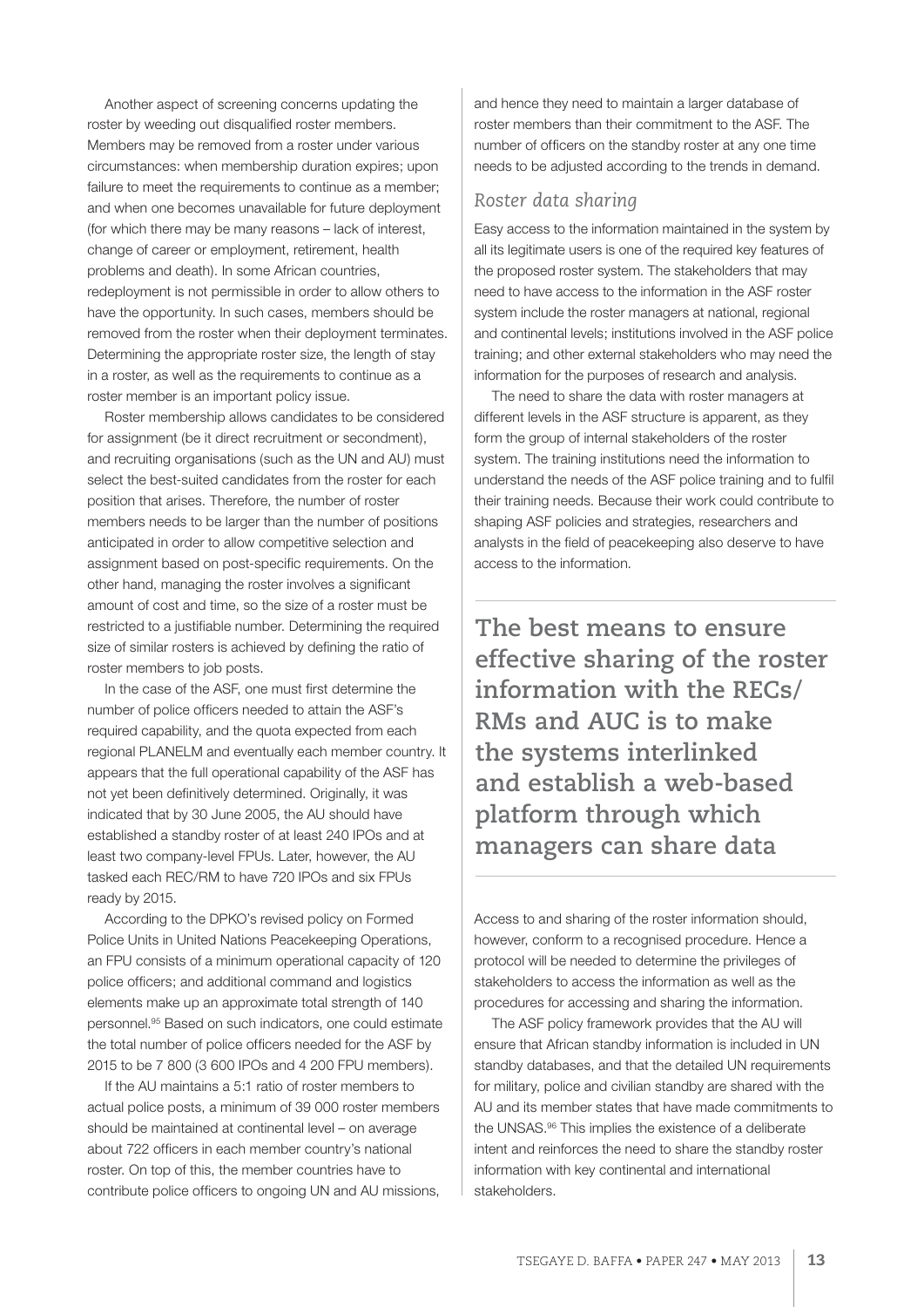Another aspect of screening concerns updating the roster by weeding out disqualified roster members. Members may be removed from a roster under various circumstances: when membership duration expires; upon failure to meet the requirements to continue as a member; and when one becomes unavailable for future deployment (for which there may be many reasons – lack of interest, change of career or employment, retirement, health problems and death). In some African countries, redeployment is not permissible in order to allow others to have the opportunity. In such cases, members should be removed from the roster when their deployment terminates. Determining the appropriate roster size, the length of stay in a roster, as well as the requirements to continue as a roster member is an important policy issue.

Roster membership allows candidates to be considered for assignment (be it direct recruitment or secondment), and recruiting organisations (such as the UN and AU) must select the best-suited candidates from the roster for each position that arises. Therefore, the number of roster members needs to be larger than the number of positions anticipated in order to allow competitive selection and assignment based on post-specific requirements. On the other hand, managing the roster involves a significant amount of cost and time, so the size of a roster must be restricted to a justifiable number. Determining the required size of similar rosters is achieved by defining the ratio of roster members to job posts.

In the case of the ASF, one must first determine the number of police officers needed to attain the ASF's required capability, and the quota expected from each regional PLANELM and eventually each member country. It appears that the full operational capability of the ASF has not yet been definitively determined. Originally, it was indicated that by 30 June 2005, the AU should have established a standby roster of at least 240 IPOs and at least two company-level FPUs. Later, however, the AU tasked each REC/RM to have 720 IPOs and six FPUs ready by 2015.

According to the DPKO's revised policy on Formed Police Units in United Nations Peacekeeping Operations, an FPU consists of a minimum operational capacity of 120 police officers; and additional command and logistics elements make up an approximate total strength of 140 personnel.[95] Based on such indicators, one could estimate the total number of police officers needed for the ASF by 2015 to be 7 800 (3 600 IPOs and 4 200 FPU members).

If the AU maintains a 5:1 ratio of roster members to actual police posts, a minimum of 39 000 roster members should be maintained at continental level – on average about 722 officers in each member country's national roster. On top of this, the member countries have to contribute police officers to ongoing UN and AU missions, and hence they need to maintain a larger database of roster members than their commitment to the ASF. The number of officers on the standby roster at any one time needs to be adjusted according to the trends in demand.

### *Roster data sharing*

Easy access to the information maintained in the system by all its legitimate users is one of the required key features of the proposed roster system. The stakeholders that may need to have access to the information in the ASF roster system include the roster managers at national, regional and continental levels; institutions involved in the ASF police training; and other external stakeholders who may need the information for the purposes of research and analysis.

The need to share the data with roster managers at different levels in the ASF structure is apparent, as they form the group of internal stakeholders of the roster system. The training institutions need the information to understand the needs of the ASF police training and to fulfil their training needs. Because their work could contribute to shaping ASF policies and strategies, researchers and analysts in the field of peacekeeping also deserve to have access to the information.

**The best means to ensure effective sharing of the roster information with the RECs/RMs and AUC is to make the systems interlinked and establish a web-based platform through which managers can share data**

Access to and sharing of the roster information should, however, conform to a recognised procedure. Hence a protocol will be needed to determine the privileges of stakeholders to access the information as well as the procedures for accessing and sharing the information.

The ASF policy framework provides that the AU will ensure that African standby information is included in UN standby databases, and that the detailed UN requirements for military, police and civilian standby are shared with the AU and its member states that have made commitments to the UNSAS.[96] This implies the existence of a deliberate intent and reinforces the need to share the standby roster information with key continental and international stakeholders.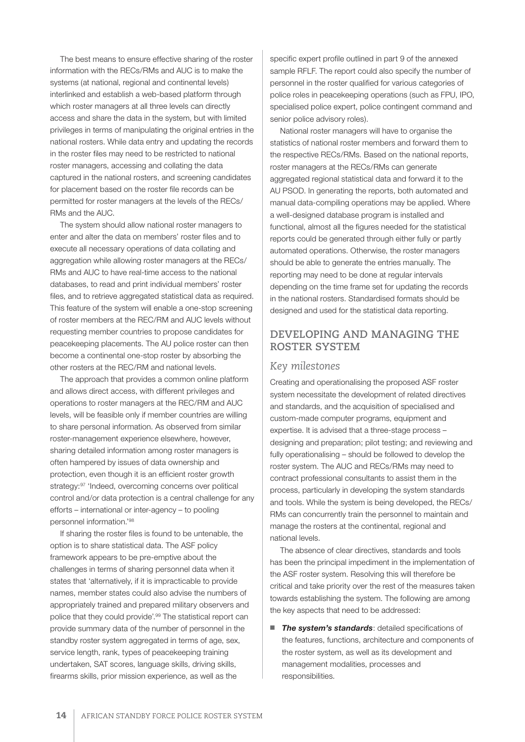The best means to ensure effective sharing of the roster information with the RECs/RMs and AUC is to make the systems (at national, regional and continental levels) interlinked and establish a web-based platform through which roster managers at all three levels can directly access and share the data in the system, but with limited privileges in terms of manipulating the original entries in the national rosters. While data entry and updating the records in the roster files may need to be restricted to national roster managers, accessing and collating the data captured in the national rosters, and screening candidates for placement based on the roster file records can be permitted for roster managers at the levels of the RECs/RMs and the AUC.

The system should allow national roster managers to enter and alter the data on members' roster files and to execute all necessary operations of data collating and aggregation while allowing roster managers at the RECs/RMs and AUC to have real-time access to the national databases, to read and print individual members' roster files, and to retrieve aggregated statistical data as required. This feature of the system will enable a one-stop screening of roster members at the REC/RM and AUC levels without requesting member countries to propose candidates for peacekeeping placements. The AU police roster can then become a continental one-stop roster by absorbing the other rosters at the REC/RM and national levels.

The approach that provides a common online platform and allows direct access, with different privileges and operations to roster managers at the REC/RM and AUC levels, will be feasible only if member countries are willing to share personal information. As observed from similar roster-management experience elsewhere, however, sharing detailed information among roster managers is often hampered by issues of data ownership and protection, even though it is an efficient roster growth strategy:[97] 'Indeed, overcoming concerns over political control and/or data protection is a central challenge for any efforts – international or inter-agency – to pooling personnel information.'[98]

If sharing the roster files is found to be untenable, the option is to share statistical data. The ASF policy framework appears to be pre-emptive about the challenges in terms of sharing personnel data when it states that 'alternatively, if it is impracticable to provide names, member states could also advise the numbers of appropriately trained and prepared military observers and police that they could provide'.[99] The statistical report can provide summary data of the number of personnel in the standby roster system aggregated in terms of age, sex, service length, rank, types of peacekeeping training undertaken, SAT scores, language skills, driving skills, firearms skills, prior mission experience, as well as the specific expert profile outlined in part 9 of the annexed sample RFLF. The report could also specify the number of personnel in the roster qualified for various categories of police roles in peacekeeping operations (such as FPU, IPO, specialised police expert, police contingent command and senior police advisory roles).

National roster managers will have to organise the statistics of national roster members and forward them to the respective RECs/RMs. Based on the national reports, roster managers at the RECs/RMs can generate aggregated regional statistical data and forward it to the AU PSOD. In generating the reports, both automated and manual data-compiling operations may be applied. Where a well-designed database program is installed and functional, almost all the figures needed for the statistical reports could be generated through either fully or partly automated operations. Otherwise, the roster managers should be able to generate the entries manually. The reporting may need to be done at regular intervals depending on the time frame set for updating the records in the national rosters. Standardised formats should be designed and used for the statistical data reporting.

## DEVELOPING AND MANAGING THE ROSTER SYSTEM

### *Key milestones*

Creating and operationalising the proposed ASF roster system necessitate the development of related directives and standards, and the acquisition of specialised and custom-made computer programs, equipment and expertise. It is advised that a three-stage process – designing and preparation; pilot testing; and reviewing and fully operationalising – should be followed to develop the roster system. The AUC and RECs/RMs may need to contract professional consultants to assist them in the process, particularly in developing the system standards and tools. While the system is being developed, the RECs/RMs can concurrently train the personnel to maintain and manage the rosters at the continental, regional and national levels.

The absence of clear directives, standards and tools has been the principal impediment in the implementation of the ASF roster system. Resolving this will therefore be critical and take priority over the rest of the measures taken towards establishing the system. The following are among the key aspects that need to be addressed:

- ***The system's standards***: detailed specifications of the features, functions, architecture and components of the roster system, as well as its development and management modalities, processes and responsibilities.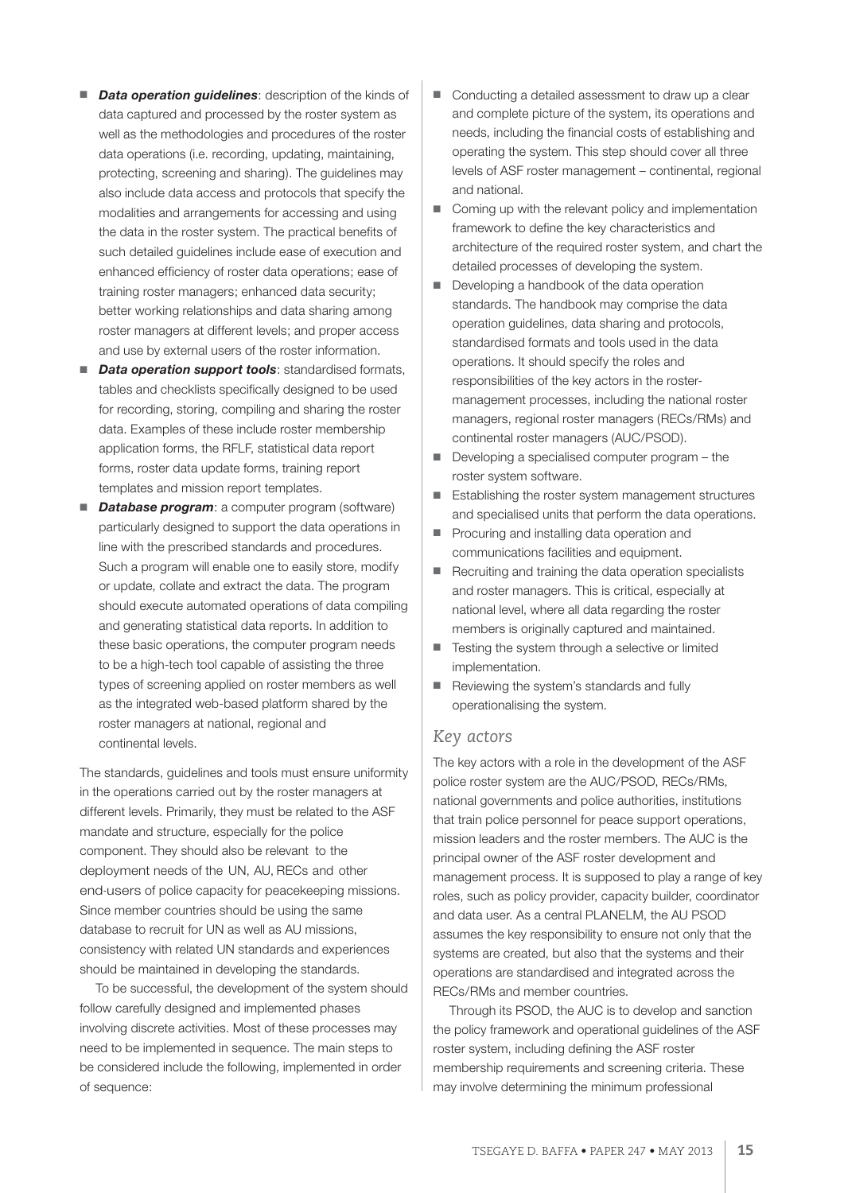- ***Data operation guidelines***: description of the kinds of data captured and processed by the roster system as well as the methodologies and procedures of the roster data operations (i.e. recording, updating, maintaining, protecting, screening and sharing). The guidelines may also include data access and protocols that specify the modalities and arrangements for accessing and using the data in the roster system. The practical benefits of such detailed guidelines include ease of execution and enhanced efficiency of roster data operations; ease of training roster managers; enhanced data security; better working relationships and data sharing among roster managers at different levels; and proper access and use by external users of the roster information.
- ***Data operation support tools***: standardised formats, tables and checklists specifically designed to be used for recording, storing, compiling and sharing the roster data. Examples of these include roster membership application forms, the RFLF, statistical data report forms, roster data update forms, training report templates and mission report templates.
- ***Database program***: a computer program (software) particularly designed to support the data operations in line with the prescribed standards and procedures. Such a program will enable one to easily store, modify or update, collate and extract the data. The program should execute automated operations of data compiling and generating statistical data reports. In addition to these basic operations, the computer program needs to be a high-tech tool capable of assisting the three types of screening applied on roster members as well as the integrated web-based platform shared by the roster managers at national, regional and continental levels.

The standards, guidelines and tools must ensure uniformity in the operations carried out by the roster managers at different levels. Primarily, they must be related to the ASF mandate and structure, especially for the police component. They should also be relevant to the deployment needs of the UN, AU, RECs and other end-users of police capacity for peacekeeping missions. Since member countries should be using the same database to recruit for UN as well as AU missions, consistency with related UN standards and experiences should be maintained in developing the standards.

To be successful, the development of the system should follow carefully designed and implemented phases involving discrete activities. Most of these processes may need to be implemented in sequence. The main steps to be considered include the following, implemented in order of sequence:

- Conducting a detailed assessment to draw up a clear and complete picture of the system, its operations and needs, including the financial costs of establishing and operating the system. This step should cover all three levels of ASF roster management – continental, regional and national.
- Coming up with the relevant policy and implementation framework to define the key characteristics and architecture of the required roster system, and chart the detailed processes of developing the system.
- Developing a handbook of the data operation standards. The handbook may comprise the data operation guidelines, data sharing and protocols, standardised formats and tools used in the data operations. It should specify the roles and responsibilities of the key actors in the roster-management processes, including the national roster managers, regional roster managers (RECs/RMs) and continental roster managers (AUC/PSOD).
- Developing a specialised computer program – the roster system software.
- Establishing the roster system management structures and specialised units that perform the data operations.
- Procuring and installing data operation and communications facilities and equipment.
- Recruiting and training the data operation specialists and roster managers. This is critical, especially at national level, where all data regarding the roster members is originally captured and maintained.
- Testing the system through a selective or limited implementation.
- Reviewing the system's standards and fully operationalising the system.

## Key actors

The key actors with a role in the development of the ASF police roster system are the AUC/PSOD, RECs/RMs, national governments and police authorities, institutions that train police personnel for peace support operations, mission leaders and the roster members. The AUC is the principal owner of the ASF roster development and management process. It is supposed to play a range of key roles, such as policy provider, capacity builder, coordinator and data user. As a central PLANELM, the AU PSOD assumes the key responsibility to ensure not only that the systems are created, but also that the systems and their operations are standardised and integrated across the RECs/RMs and member countries.

Through its PSOD, the AUC is to develop and sanction the policy framework and operational guidelines of the ASF roster system, including defining the ASF roster membership requirements and screening criteria. These may involve determining the minimum professional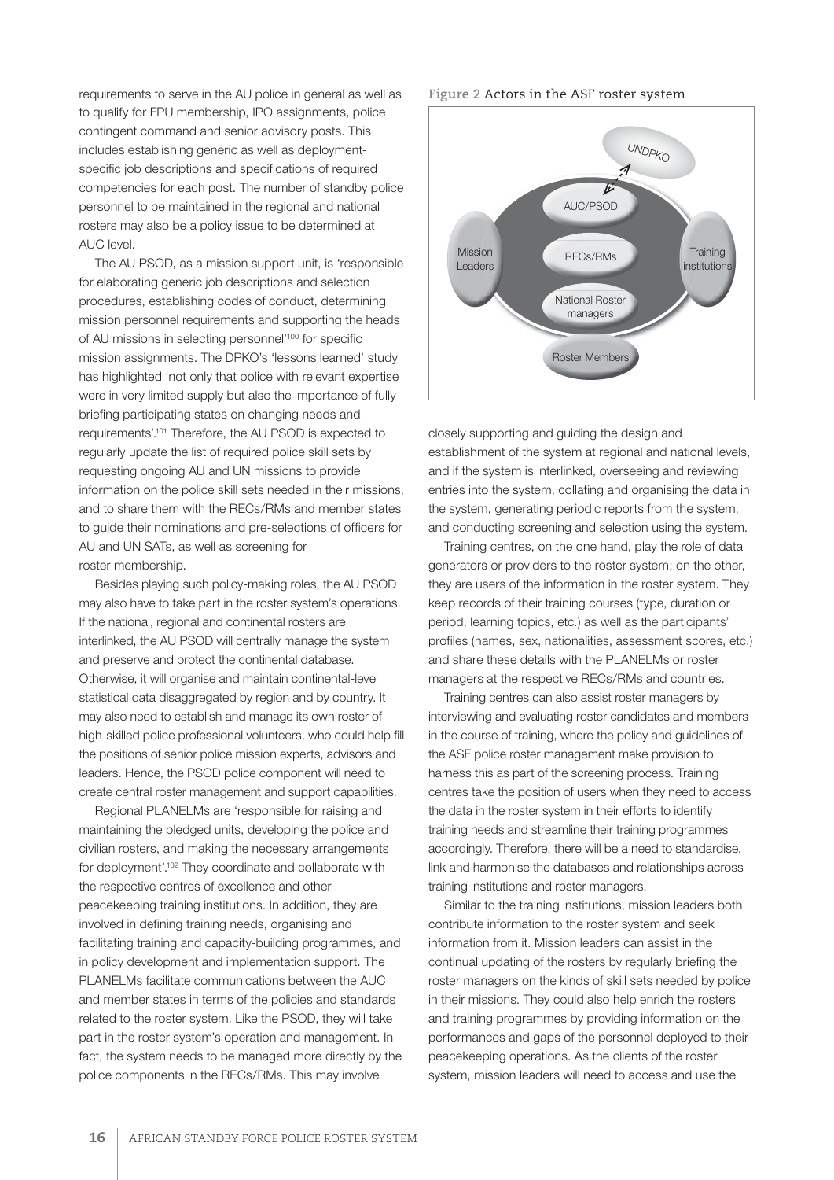requirements to serve in the AU police in general as well as to qualify for FPU membership, IPO assignments, police contingent command and senior advisory posts. This includes establishing generic as well as deployment-specific job descriptions and specifications of required competencies for each post. The number of standby police personnel to be maintained in the regional and national rosters may also be a policy issue to be determined at AUC level.

The AU PSOD, as a mission support unit, is 'responsible for elaborating generic job descriptions and selection procedures, establishing codes of conduct, determining mission personnel requirements and supporting the heads of AU missions in selecting personnel'[100] for specific mission assignments. The DPKO's 'lessons learned' study has highlighted 'not only that police with relevant expertise were in very limited supply but also the importance of fully briefing participating states on changing needs and requirements'.[101] Therefore, the AU PSOD is expected to regularly update the list of required police skill sets by requesting ongoing AU and UN missions to provide information on the police skill sets needed in their missions, and to share them with the RECs/RMs and member states to guide their nominations and pre-selections of officers for AU and UN SATs, as well as screening for roster membership.

Besides playing such policy-making roles, the AU PSOD may also have to take part in the roster system's operations. If the national, regional and continental rosters are interlinked, the AU PSOD will centrally manage the system and preserve and protect the continental database. Otherwise, it will organise and maintain continental-level statistical data disaggregated by region and by country. It may also need to establish and manage its own roster of high-skilled police professional volunteers, who could help fill the positions of senior police mission experts, advisors and leaders. Hence, the PSOD police component will need to create central roster management and support capabilities.

Regional PLANELMs are 'responsible for raising and maintaining the pledged units, developing the police and civilian rosters, and making the necessary arrangements for deployment'.[102] They coordinate and collaborate with the respective centres of excellence and other peacekeeping training institutions. In addition, they are involved in defining training needs, organising and facilitating training and capacity-building programmes, and in policy development and implementation support. The PLANELMs facilitate communications between the AUC and member states in terms of the policies and standards related to the roster system. Like the PSOD, they will take part in the roster system's operation and management. In fact, the system needs to be managed more directly by the police components in the RECs/RMs. This may involve closely supporting and guiding the design and establishment of the system at regional and national levels, and if the system is interlinked, overseeing and reviewing entries into the system, collating and organising the data in the system, generating periodic reports from the system, and conducting screening and selection using the system.

**Figure 2** Actors in the ASF roster system

Training centres, on the one hand, play the role of data generators or providers to the roster system; on the other, they are users of the information in the roster system. They keep records of their training courses (type, duration or period, learning topics, etc.) as well as the participants' profiles (names, sex, nationalities, assessment scores, etc.) and share these details with the PLANELMs or roster managers at the respective RECs/RMs and countries.

Training centres can also assist roster managers by interviewing and evaluating roster candidates and members in the course of training, where the policy and guidelines of the ASF police roster management make provision to harness this as part of the screening process. Training centres take the position of users when they need to access the data in the roster system in their efforts to identify training needs and streamline their training programmes accordingly. Therefore, there will be a need to standardise, link and harmonise the databases and relationships across training institutions and roster managers.

Similar to the training institutions, mission leaders both contribute information to the roster system and seek information from it. Mission leaders can assist in the continual updating of the rosters by regularly briefing the roster managers on the kinds of skill sets needed by police in their missions. They could also help enrich the rosters and training programmes by providing information on the performances and gaps of the personnel deployed to their peacekeeping operations. As the clients of the roster system, mission leaders will need to access and use the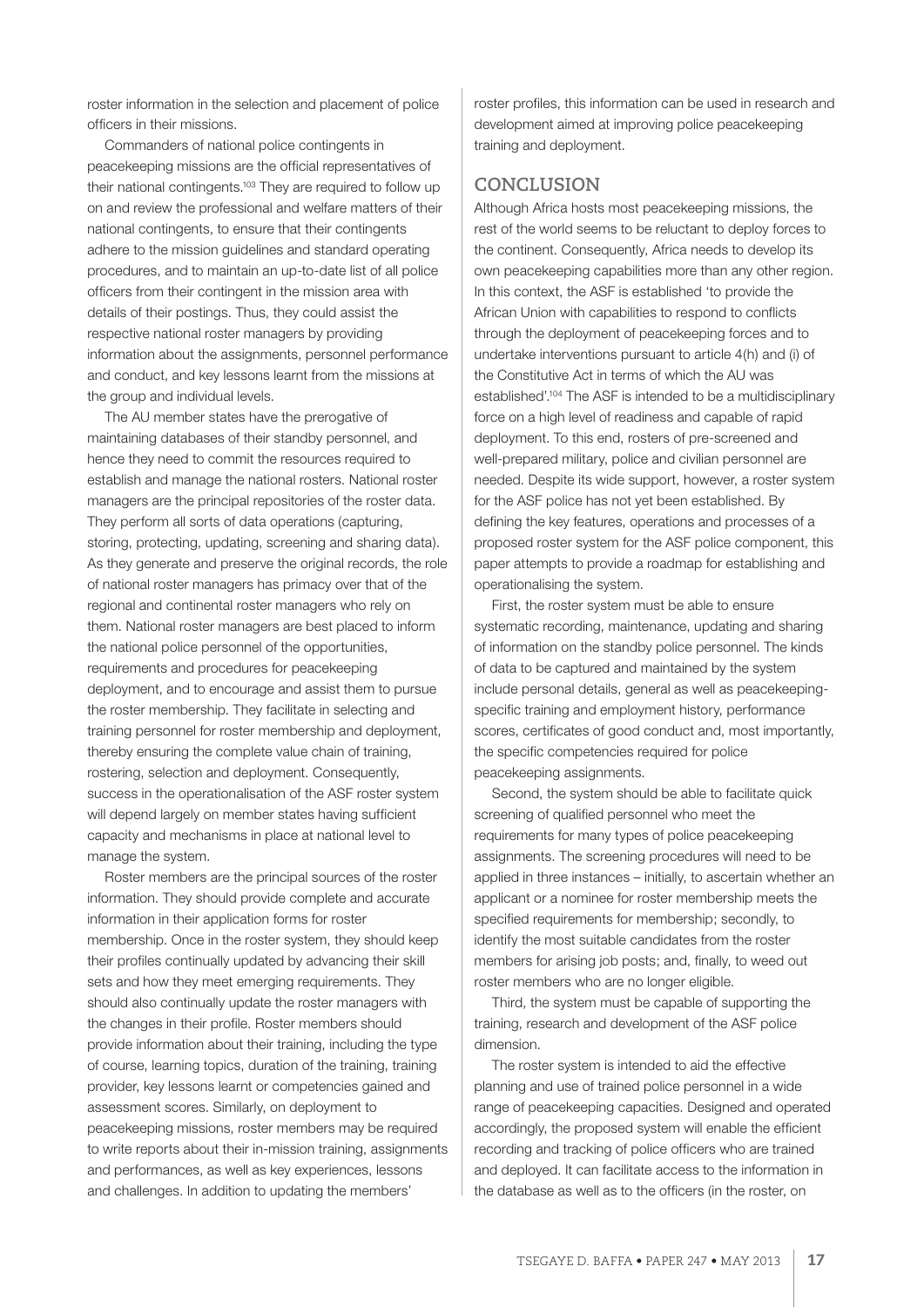roster information in the selection and placement of police officers in their missions.

Commanders of national police contingents in peacekeeping missions are the official representatives of their national contingents.[103] They are required to follow up on and review the professional and welfare matters of their national contingents, to ensure that their contingents adhere to the mission guidelines and standard operating procedures, and to maintain an up-to-date list of all police officers from their contingent in the mission area with details of their postings. Thus, they could assist the respective national roster managers by providing information about the assignments, personnel performance and conduct, and key lessons learnt from the missions at the group and individual levels.

The AU member states have the prerogative of maintaining databases of their standby personnel, and hence they need to commit the resources required to establish and manage the national rosters. National roster managers are the principal repositories of the roster data. They perform all sorts of data operations (capturing, storing, protecting, updating, screening and sharing data). As they generate and preserve the original records, the role of national roster managers has primacy over that of the regional and continental roster managers who rely on them. National roster managers are best placed to inform the national police personnel of the opportunities, requirements and procedures for peacekeeping deployment, and to encourage and assist them to pursue the roster membership. They facilitate in selecting and training personnel for roster membership and deployment, thereby ensuring the complete value chain of training, rostering, selection and deployment. Consequently, success in the operationalisation of the ASF roster system will depend largely on member states having sufficient capacity and mechanisms in place at national level to manage the system.

Roster members are the principal sources of the roster information. They should provide complete and accurate information in their application forms for roster membership. Once in the roster system, they should keep their profiles continually updated by advancing their skill sets and how they meet emerging requirements. They should also continually update the roster managers with the changes in their profile. Roster members should provide information about their training, including the type of course, learning topics, duration of the training, training provider, key lessons learnt or competencies gained and assessment scores. Similarly, on deployment to peacekeeping missions, roster members may be required to write reports about their in-mission training, assignments and performances, as well as key experiences, lessons and challenges. In addition to updating the members' roster profiles, this information can be used in research and development aimed at improving police peacekeeping training and deployment.

## CONCLUSION

Although Africa hosts most peacekeeping missions, the rest of the world seems to be reluctant to deploy forces to the continent. Consequently, Africa needs to develop its own peacekeeping capabilities more than any other region. In this context, the ASF is established 'to provide the African Union with capabilities to respond to conflicts through the deployment of peacekeeping forces and to undertake interventions pursuant to article 4(h) and (i) of the Constitutive Act in terms of which the AU was established'.[104] The ASF is intended to be a multidisciplinary force on a high level of readiness and capable of rapid deployment. To this end, rosters of pre-screened and well-prepared military, police and civilian personnel are needed. Despite its wide support, however, a roster system for the ASF police has not yet been established. By defining the key features, operations and processes of a proposed roster system for the ASF police component, this paper attempts to provide a roadmap for establishing and operationalising the system.

First, the roster system must be able to ensure systematic recording, maintenance, updating and sharing of information on the standby police personnel. The kinds of data to be captured and maintained by the system include personal details, general as well as peacekeeping-specific training and employment history, performance scores, certificates of good conduct and, most importantly, the specific competencies required for police peacekeeping assignments.

Second, the system should be able to facilitate quick screening of qualified personnel who meet the requirements for many types of police peacekeeping assignments. The screening procedures will need to be applied in three instances – initially, to ascertain whether an applicant or a nominee for roster membership meets the specified requirements for membership; secondly, to identify the most suitable candidates from the roster members for arising job posts; and, finally, to weed out roster members who are no longer eligible.

Third, the system must be capable of supporting the training, research and development of the ASF police dimension.

The roster system is intended to aid the effective planning and use of trained police personnel in a wide range of peacekeeping capacities. Designed and operated accordingly, the proposed system will enable the efficient recording and tracking of police officers who are trained and deployed. It can facilitate access to the information in the database as well as to the officers (in the roster, on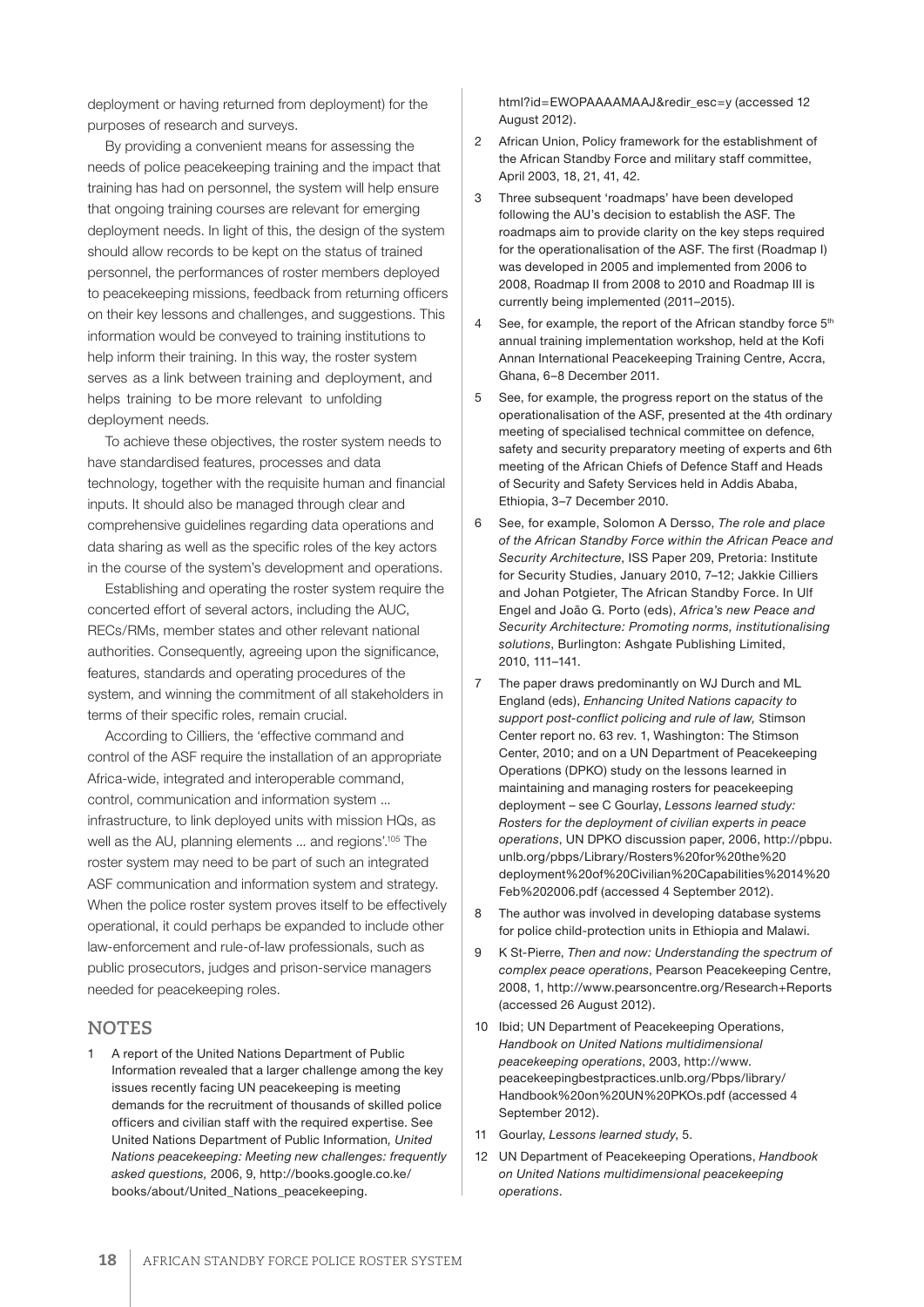deployment or having returned from deployment) for the purposes of research and surveys.

By providing a convenient means for assessing the needs of police peacekeeping training and the impact that training has had on personnel, the system will help ensure that ongoing training courses are relevant for emerging deployment needs. In light of this, the design of the system should allow records to be kept on the status of trained personnel, the performances of roster members deployed to peacekeeping missions, feedback from returning officers on their key lessons and challenges, and suggestions. This information would be conveyed to training institutions to help inform their training. In this way, the roster system serves as a link between training and deployment, and helps training to be more relevant to unfolding deployment needs.

To achieve these objectives, the roster system needs to have standardised features, processes and data technology, together with the requisite human and financial inputs. It should also be managed through clear and comprehensive guidelines regarding data operations and data sharing as well as the specific roles of the key actors in the course of the system's development and operations.

Establishing and operating the roster system require the concerted effort of several actors, including the AUC, RECs/RMs, member states and other relevant national authorities. Consequently, agreeing upon the significance, features, standards and operating procedures of the system, and winning the commitment of all stakeholders in terms of their specific roles, remain crucial.

According to Cilliers, the 'effective command and control of the ASF require the installation of an appropriate Africa-wide, integrated and interoperable command, control, communication and information system … infrastructure, to link deployed units with mission HQs, as well as the AU, planning elements … and regions'.[105] The roster system may need to be part of such an integrated ASF communication and information system and strategy. When the police roster system proves itself to be effectively operational, it could perhaps be expanded to include other law-enforcement and rule-of-law professionals, such as public prosecutors, judges and prison-service managers needed for peacekeeping roles.

## NOTES

1. A report of the United Nations Department of Public Information revealed that a larger challenge among the key issues recently facing UN peacekeeping is meeting demands for the recruitment of thousands of skilled police officers and civilian staff with the required expertise. See United Nations Department of Public Information, *United Nations peacekeeping: Meeting new challenges: frequently asked questions,* 2006, 9, http://books.google.co.ke/books/about/United_Nations_peacekeeping.html?id=EWOPAAAAMAAJ&redir_esc=y (accessed 12 August 2012).
2. African Union, Policy framework for the establishment of the African Standby Force and military staff committee, April 2003, 18, 21, 41, 42.
3. Three subsequent 'roadmaps' have been developed following the AU's decision to establish the ASF. The roadmaps aim to provide clarity on the key steps required for the operationalisation of the ASF. The first (Roadmap I) was developed in 2005 and implemented from 2006 to 2008, Roadmap II from 2008 to 2010 and Roadmap III is currently being implemented (2011–2015).
4. See, for example, the report of the African standby force 5th annual training implementation workshop, held at the Kofi Annan International Peacekeeping Training Centre, Accra, Ghana, 6–8 December 2011.
5. See, for example, the progress report on the status of the operationalisation of the ASF, presented at the 4th ordinary meeting of specialised technical committee on defence, safety and security preparatory meeting of experts and 6th meeting of the African Chiefs of Defence Staff and Heads of Security and Safety Services held in Addis Ababa, Ethiopia, 3–7 December 2010.
6. See, for example, Solomon A Dersso, *The role and place of the African Standby Force within the African Peace and Security Architecture*, ISS Paper 209, Pretoria: Institute for Security Studies, January 2010, 7–12; Jakkie Cilliers and Johan Potgieter, The African Standby Force. In Ulf Engel and João G. Porto (eds), *Africa's new Peace and Security Architecture: Promoting norms, institutionalising solutions*, Burlington: Ashgate Publishing Limited, 2010, 111–141.
7. The paper draws predominantly on WJ Durch and ML England (eds), *Enhancing United Nations capacity to support post-conflict policing and rule of law,* Stimson Center report no. 63 rev. 1, Washington: The Stimson Center, 2010; and on a UN Department of Peacekeeping Operations (DPKO) study on the lessons learned in maintaining and managing rosters for peacekeeping deployment – see C Gourlay, *Lessons learned study: Rosters for the deployment of civilian experts in peace operations*, UN DPKO discussion paper, 2006, http://pbpu.unlb.org/pbps/Library/Rosters%20for%20the%20deployment%20of%20Civilian%20Capabilities%2014%20Feb%202006.pdf (accessed 4 September 2012).
8. The author was involved in developing database systems for police child-protection units in Ethiopia and Malawi.
9. K St-Pierre, *Then and now: Understanding the spectrum of complex peace operations*, Pearson Peacekeeping Centre, 2008, 1, http://www.pearsoncentre.org/Research+Reports (accessed 26 August 2012).
10. Ibid; UN Department of Peacekeeping Operations, *Handbook on United Nations multidimensional peacekeeping operations*, 2003, http://www.peacekeepingbestpractices.unlb.org/Pbps/library/Handbook%20on%20UN%20PKOs.pdf (accessed 4 September 2012).
11. Gourlay, *Lessons learned study*, 5.
12. UN Department of Peacekeeping Operations, *Handbook on United Nations multidimensional peacekeeping operations*.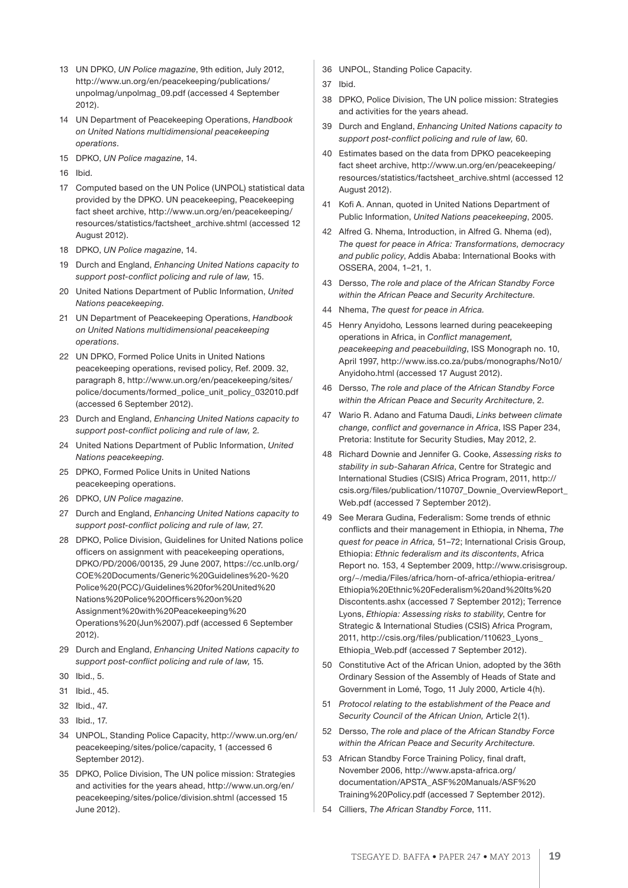13 UN DPKO, *UN Police magazine*, 9th edition, July 2012, http://www.un.org/en/peacekeeping/publications/unpolmag/unpolmag_09.pdf (accessed 4 September 2012).

14 UN Department of Peacekeeping Operations, *Handbook on United Nations multidimensional peacekeeping operations*.

15 DPKO, *UN Police magazine*, 14.

16 Ibid.

17 Computed based on the UN Police (UNPOL) statistical data provided by the DPKO. UN peacekeeping, Peacekeeping fact sheet archive, http://www.un.org/en/peacekeeping/resources/statistics/factsheet_archive.shtml (accessed 12 August 2012).

18 DPKO, *UN Police magazine*, 14.

19 Durch and England, *Enhancing United Nations capacity to support post-conflict policing and rule of law,* 15.

20 United Nations Department of Public Information, *United Nations peacekeeping*.

21 UN Department of Peacekeeping Operations, *Handbook on United Nations multidimensional peacekeeping operations*.

22 UN DPKO, Formed Police Units in United Nations peacekeeping operations, revised policy, Ref. 2009. 32, paragraph 8, http://www.un.org/en/peacekeeping/sites/police/documents/formed_police_unit_policy_032010.pdf (accessed 6 September 2012).

23 Durch and England, *Enhancing United Nations capacity to support post-conflict policing and rule of law,* 2.

24 United Nations Department of Public Information, *United Nations peacekeeping.*

25 DPKO, Formed Police Units in United Nations peacekeeping operations.

26 DPKO, *UN Police magazine*.

27 Durch and England, *Enhancing United Nations capacity to support post-conflict policing and rule of law,* 27.

28 DPKO, Police Division, Guidelines for United Nations police officers on assignment with peacekeeping operations, DPKO/PD/2006/00135, 29 June 2007, https://cc.unlb.org/COE%20Documents/Generic%20Guidelines%20-%20Police%20(PCC)/Guidelines%20for%20United%20Nations%20Police%20Officers%20on%20Assignment%20with%20Peacekeeping%20Operations%20(Jun%2007).pdf (accessed 6 September 2012).

29 Durch and England, *Enhancing United Nations capacity to support post-conflict policing and rule of law,* 15.

30 Ibid., 5.

31 Ibid., 45.

32 Ibid., 47.

33 Ibid., 17.

34 UNPOL, Standing Police Capacity, http://www.un.org/en/peacekeeping/sites/police/capacity, 1 (accessed 6 September 2012).

35 DPKO, Police Division, The UN police mission: Strategies and activities for the years ahead, http://www.un.org/en/peacekeeping/sites/police/division.shtml (accessed 15 June 2012).

36 UNPOL, Standing Police Capacity.

37 Ibid.

38 DPKO, Police Division, The UN police mission: Strategies and activities for the years ahead.

39 Durch and England, *Enhancing United Nations capacity to support post-conflict policing and rule of law,* 60.

40 Estimates based on the data from DPKO peacekeeping fact sheet archive, http://www.un.org/en/peacekeeping/resources/statistics/factsheet_archive.shtml (accessed 12 August 2012).

41 Kofi A. Annan, quoted in United Nations Department of Public Information, *United Nations peacekeeping*, 2005.

42 Alfred G. Nhema, Introduction, in Alfred G. Nhema (ed), *The quest for peace in Africa: Transformations, democracy and public policy*, Addis Ababa: International Books with OSSERA, 2004, 1–21, 1.

43 Dersso, *The role and place of the African Standby Force within the African Peace and Security Architecture.*

44 Nhema, *The quest for peace in Africa.*

45 Henry Anyidoho*,* Lessons learned during peacekeeping operations in Africa, in *Conflict management, peacekeeping and peacebuilding*, ISS Monograph no. 10, April 1997, http://www.iss.co.za/pubs/monographs/No10/Anyidoho.html (accessed 17 August 2012).

46 Dersso, *The role and place of the African Standby Force within the African Peace and Security Architecture*, 2.

47 Wario R. Adano and Fatuma Daudi, *Links between climate change, conflict and governance in Africa*, ISS Paper 234, Pretoria: Institute for Security Studies, May 2012, 2.

48 Richard Downie and Jennifer G. Cooke, *Assessing risks to stability in sub-Saharan Africa*, Centre for Strategic and International Studies (CSIS) Africa Program, 2011, http://csis.org/files/publication/110707_Downie_OverviewReport_Web.pdf (accessed 7 September 2012).

49 See Merara Gudina, Federalism: Some trends of ethnic conflicts and their management in Ethiopia, in Nhema, *The quest for peace in Africa,* 51–72; International Crisis Group, Ethiopia: *Ethnic federalism and its discontents*, Africa Report no. 153, 4 September 2009, http://www.crisisgroup.org/~/media/Files/africa/horn-of-africa/ethiopia-eritrea/Ethiopia%20Ethnic%20Federalism%20and%20Its%20Discontents.ashx (accessed 7 September 2012); Terrence Lyons, *Ethiopia: Assessing risks to stability*, Centre for Strategic & International Studies (CSIS) Africa Program, 2011, http://csis.org/files/publication/110623_Lyons_Ethiopia_Web.pdf (accessed 7 September 2012).

50 Constitutive Act of the African Union, adopted by the 36th Ordinary Session of the Assembly of Heads of State and Government in Lomé, Togo, 11 July 2000, Article 4(h).

51 *Protocol relating to the establishment of the Peace and Security Council of the African Union,* Article 2(1).

52 Dersso, *The role and place of the African Standby Force within the African Peace and Security Architecture.*

53 African Standby Force Training Policy, final draft, November 2006, http://www.apsta-africa.org/documentation/APSTA_ASF%20Manuals/ASF%20Training%20Policy.pdf (accessed 7 September 2012).

54 Cilliers, *The African Standby Force*, 111.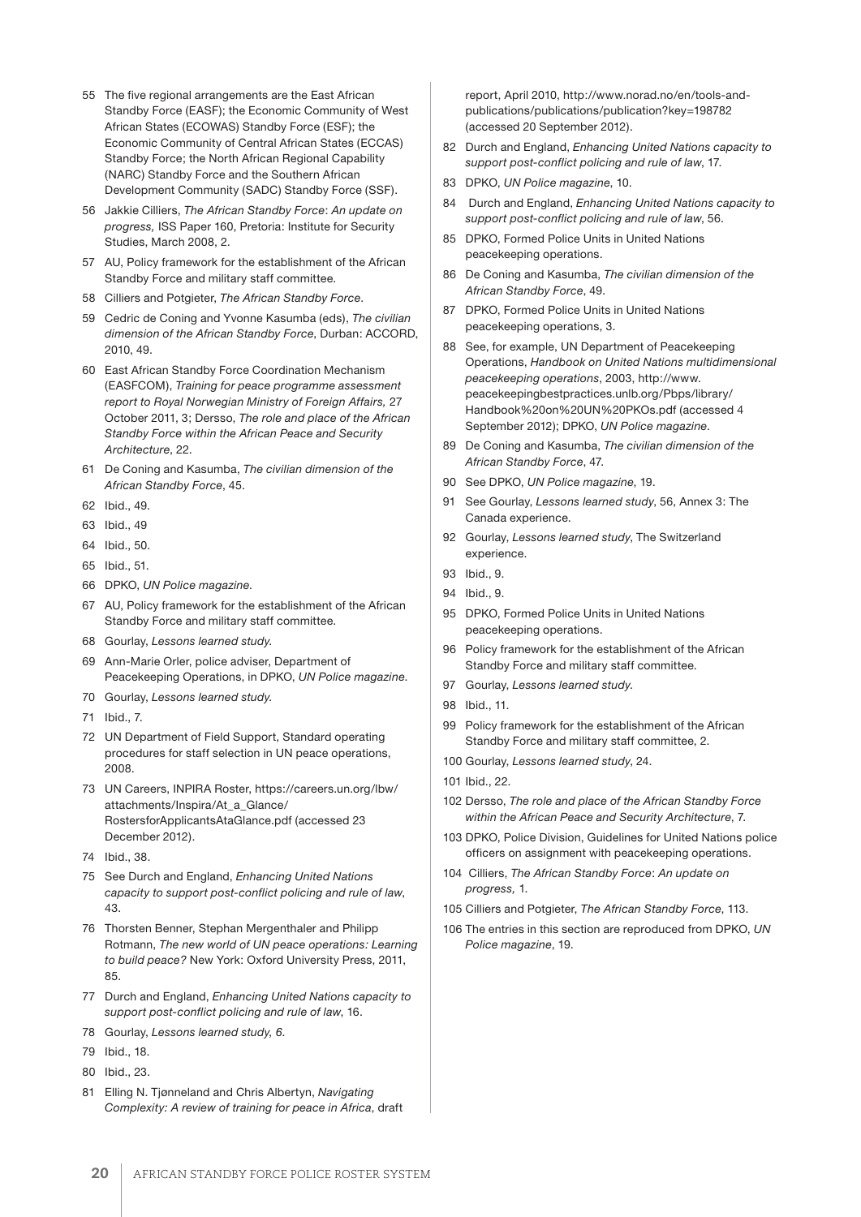55 The five regional arrangements are the East African Standby Force (EASF); the Economic Community of West African States (ECOWAS) Standby Force (ESF); the Economic Community of Central African States (ECCAS) Standby Force; the North African Regional Capability (NARC) Standby Force and the Southern African Development Community (SADC) Standby Force (SSF).

56 Jakkie Cilliers, *The African Standby Force*: *An update on progress,* ISS Paper 160, Pretoria: Institute for Security Studies, March 2008, 2.

57 AU, Policy framework for the establishment of the African Standby Force and military staff committee.

58 Cilliers and Potgieter, *The African Standby Force*.

59 Cedric de Coning and Yvonne Kasumba (eds), *The civilian dimension of the African Standby Force*, Durban: ACCORD, 2010, 49.

60 East African Standby Force Coordination Mechanism (EASFCOM), *Training for peace programme assessment report to Royal Norwegian Ministry of Foreign Affairs,* 27 October 2011, 3; Dersso, *The role and place of the African Standby Force within the African Peace and Security Architecture*, 22.

61 De Coning and Kasumba, *The civilian dimension of the African Standby Force*, 45.

62 Ibid., 49.

63 Ibid., 49

64 Ibid., 50.

65 Ibid., 51.

66 DPKO, *UN Police magazine*.

67 AU, Policy framework for the establishment of the African Standby Force and military staff committee.

68 Gourlay, *Lessons learned study.*

69 Ann-Marie Orler, police adviser, Department of Peacekeeping Operations, in DPKO, *UN Police magazine*.

70 Gourlay, *Lessons learned study.*

71 Ibid., 7.

72 UN Department of Field Support, Standard operating procedures for staff selection in UN peace operations, 2008.

73 UN Careers, INPIRA Roster, https://careers.un.org/lbw/attachments/Inspira/At_a_Glance/RostersforApplicantsAtaGlance.pdf (accessed 23 December 2012).

74 Ibid., 38.

75 See Durch and England, *Enhancing United Nations capacity to support post-conflict policing and rule of law*, 43.

76 Thorsten Benner, Stephan Mergenthaler and Philipp Rotmann, *The new world of UN peace operations: Learning to build peace?* New York: Oxford University Press, 2011, 85.

77 Durch and England, *Enhancing United Nations capacity to support post-conflict policing and rule of law*, 16.

78 Gourlay, *Lessons learned study, 6.*

79 Ibid., 18.

80 Ibid., 23.

81 Elling N. Tjønneland and Chris Albertyn, *Navigating Complexity: A review of training for peace in Africa*, draft report, April 2010, http://www.norad.no/en/tools-and-publications/publications/publication?key=198782 (accessed 20 September 2012).

82 Durch and England, *Enhancing United Nations capacity to support post-conflict policing and rule of law*, 17.

83 DPKO, *UN Police magazine*, 10.

84 Durch and England, *Enhancing United Nations capacity to support post-conflict policing and rule of law*, 56.

85 DPKO, Formed Police Units in United Nations peacekeeping operations.

86 De Coning and Kasumba, *The civilian dimension of the African Standby Force*, 49.

87 DPKO, Formed Police Units in United Nations peacekeeping operations, 3.

88 See, for example, UN Department of Peacekeeping Operations, *Handbook on United Nations multidimensional peacekeeping operations*, 2003, http://www.peacekeepingbestpractices.unlb.org/Pbps/library/Handbook%20on%20UN%20PKOs.pdf (accessed 4 September 2012); DPKO, *UN Police magazine*.

89 De Coning and Kasumba, *The civilian dimension of the African Standby Force*, 47.

90 See DPKO, *UN Police magazine*, 19.

91 See Gourlay, *Lessons learned study*, 56, Annex 3: The Canada experience.

92 Gourlay, *Lessons learned study*, The Switzerland experience.

93 Ibid., 9.

94 Ibid., 9.

95 DPKO, Formed Police Units in United Nations peacekeeping operations.

96 Policy framework for the establishment of the African Standby Force and military staff committee.

97 Gourlay, *Lessons learned study.*

98 Ibid., 11.

99 Policy framework for the establishment of the African Standby Force and military staff committee, 2.

100 Gourlay, *Lessons learned study*, 24.

101 Ibid., 22.

102 Dersso, *The role and place of the African Standby Force within the African Peace and Security Architecture*, 7.

103 DPKO, Police Division, Guidelines for United Nations police officers on assignment with peacekeeping operations.

104 Cilliers, *The African Standby Force*: *An update on progress,* 1.

105 Cilliers and Potgieter, *The African Standby Force*, 113.

106 The entries in this section are reproduced from DPKO, *UN Police magazine*, 19.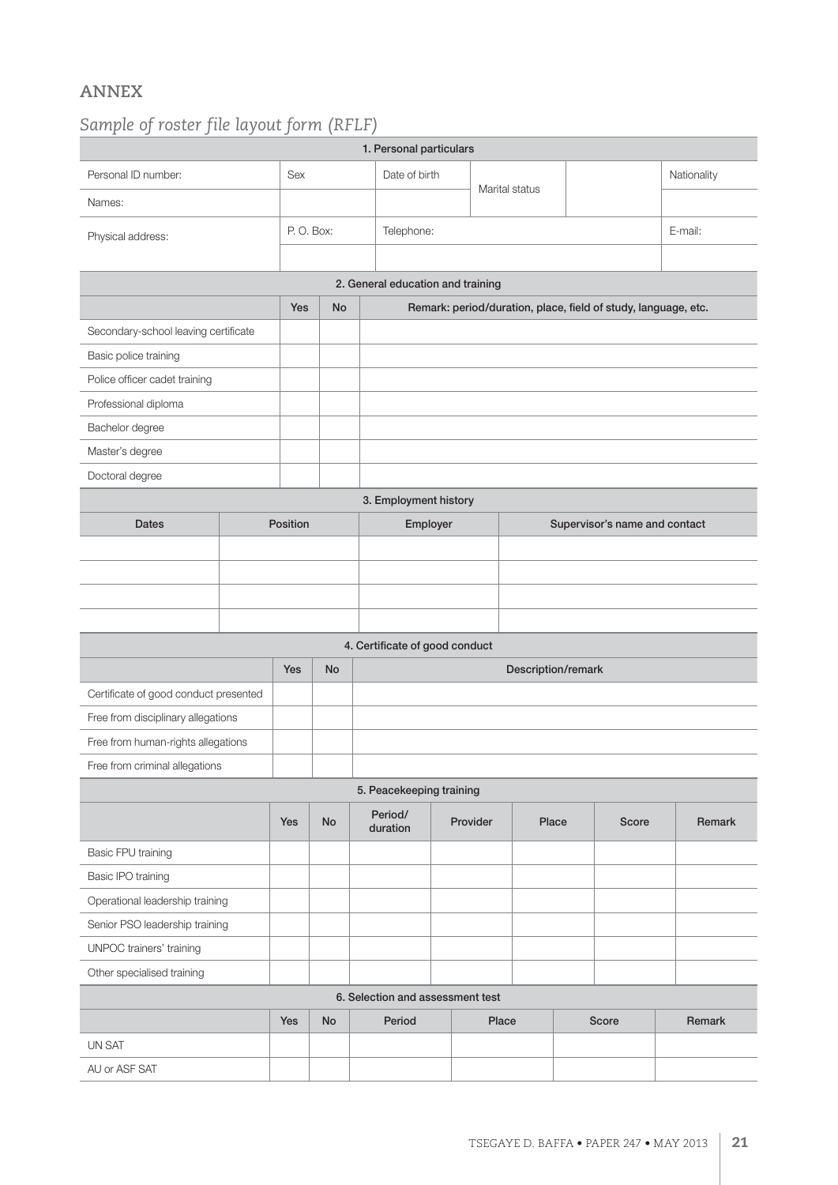## ANNEX

### *Sample of roster file layout form (RFLF)*

| 1. Personal particulars | | | | | |
|---|---|---|---|---|---|
| Personal ID number: | Sex | Date of birth | Marital status | | Nationality |
| Names: | | | | | |
| Physical address: | P. O. Box: | Telephone: | | | E-mail: |
| | | | | | |

| 2. General education and training | | | |
|---|---|---|---|
| | Yes | No | Remark: period/duration, place, field of study, language, etc. |
| Secondary-school leaving certificate | | | |
| Basic police training | | | |
| Police officer cadet training | | | |
| Professional diploma | | | |
| Bachelor degree | | | |
| Master's degree | | | |
| Doctoral degree | | | |

| 3. Employment history | | | |
|---|---|---|---|
| Dates | Position | Employer | Supervisor's name and contact |
| | | | |
| | | | |
| | | | |
| | | | |

| 4. Certificate of good conduct | | | |
|---|---|---|---|
| | Yes | No | Description/remark |
| Certificate of good conduct presented | | | |
| Free from disciplinary allegations | | | |
| Free from human-rights allegations | | | |
| Free from criminal allegations | | | |

| 5. Peacekeeping training | | | | | | | |
|---|---|---|---|---|---|---|---|
| | Yes | No | Period/ duration | Provider | Place | Score | Remark |
| Basic FPU training | | | | | | | |
| Basic IPO training | | | | | | | |
| Operational leadership training | | | | | | | |
| Senior PSO leadership training | | | | | | | |
| UNPOC trainers' training | | | | | | | |
| Other specialised training | | | | | | | |

| 6. Selection and assessment test | | | | | | |
|---|---|---|---|---|---|---|
| | Yes | No | Period | Place | Score | Remark |
| UN SAT | | | | | | |
| AU or ASF SAT | | | | | | |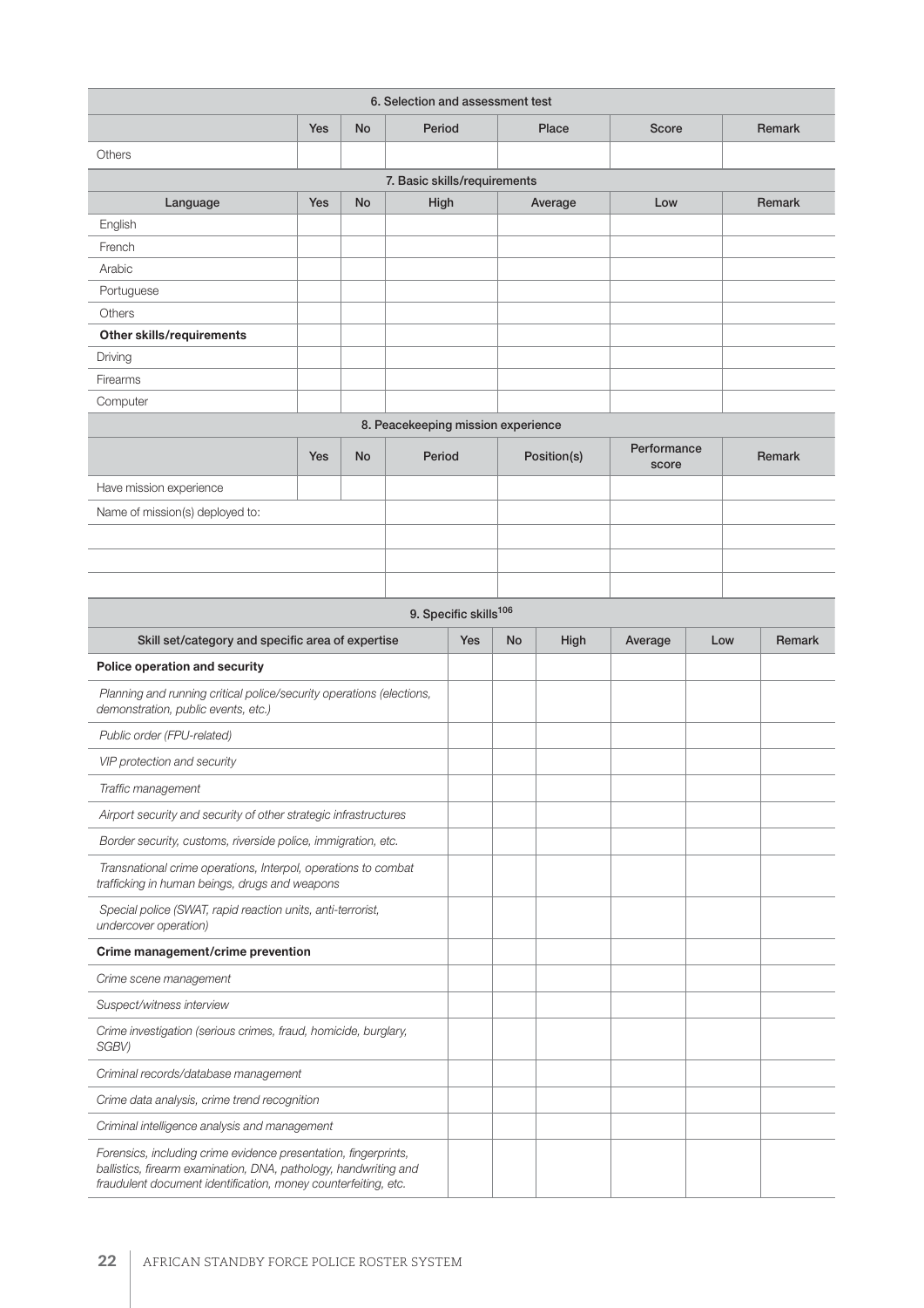| 6. Selection and assessment test | | | | | | |
|---|---|---|---|---|---|---|
| | Yes | No | Period | Place | Score | Remark |
| Others | | | | | | |

| 7. Basic skills/requirements | | | | | | |
|---|---|---|---|---|---|---|
| Language | Yes | No | High | Average | Low | Remark |
| English | | | | | | |
| French | | | | | | |
| Arabic | | | | | | |
| Portuguese | | | | | | |
| Others | | | | | | |
| **Other skills/requirements** | | | | | | |
| Driving | | | | | | |
| Firearms | | | | | | |
| Computer | | | | | | |

| 8. Peacekeeping mission experience | | | | | | |
|---|---|---|---|---|---|---|
| | Yes | No | Period | Position(s) | Performance score | Remark |
| Have mission experience | | | | | | |
| Name of mission(s) deployed to: | | | | | | |
| | | | | | | |
| | | | | | | |
| | | | | | | |

| 9. Specific skills[106] | | | | | | |
|---|---|---|---|---|---|---|
| Skill set/category and specific area of expertise | Yes | No | High | Average | Low | Remark |
| **Police operation and security** | | | | | | |
| *Planning and running critical police/security operations (elections, demonstration, public events, etc.)* | | | | | | |
| *Public order (FPU-related)* | | | | | | |
| *VIP protection and security* | | | | | | |
| *Traffic management* | | | | | | |
| *Airport security and security of other strategic infrastructures* | | | | | | |
| *Border security, customs, riverside police, immigration, etc.* | | | | | | |
| *Transnational crime operations, Interpol, operations to combat trafficking in human beings, drugs and weapons* | | | | | | |
| *Special police (SWAT, rapid reaction units, anti-terrorist, undercover operation)* | | | | | | |
| **Crime management/crime prevention** | | | | | | |
| *Crime scene management* | | | | | | |
| *Suspect/witness interview* | | | | | | |
| *Crime investigation (serious crimes, fraud, homicide, burglary, SGBV)* | | | | | | |
| *Criminal records/database management* | | | | | | |
| *Crime data analysis, crime trend recognition* | | | | | | |
| *Criminal intelligence analysis and management* | | | | | | |
| *Forensics, including crime evidence presentation, fingerprints, ballistics, firearm examination, DNA, pathology, handwriting and fraudulent document identification, money counterfeiting, etc.* | | | | | | |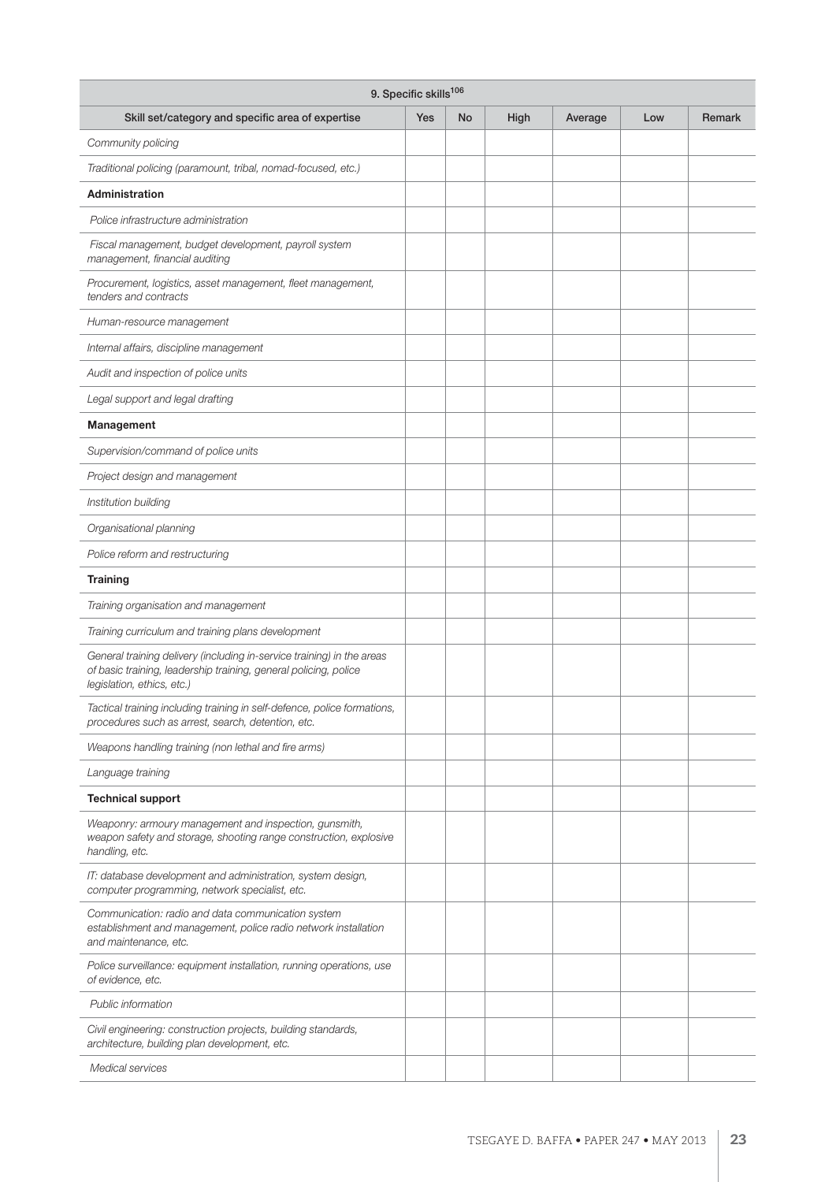| 9. Specific skills[106] | | | | | | |
|---|---|---|---|---|---|---|
| Skill set/category and specific area of expertise | Yes | No | High | Average | Low | Remark |
| *Community policing* | | | | | | |
| *Traditional policing (paramount, tribal, nomad-focused, etc.)* | | | | | | |
| **Administration** | | | | | | |
| *Police infrastructure administration* | | | | | | |
| *Fiscal management, budget development, payroll system management, financial auditing* | | | | | | |
| *Procurement, logistics, asset management, fleet management, tenders and contracts* | | | | | | |
| *Human-resource management* | | | | | | |
| *Internal affairs, discipline management* | | | | | | |
| *Audit and inspection of police units* | | | | | | |
| *Legal support and legal drafting* | | | | | | |
| **Management** | | | | | | |
| *Supervision/command of police units* | | | | | | |
| *Project design and management* | | | | | | |
| *Institution building* | | | | | | |
| *Organisational planning* | | | | | | |
| *Police reform and restructuring* | | | | | | |
| **Training** | | | | | | |
| *Training organisation and management* | | | | | | |
| *Training curriculum and training plans development* | | | | | | |
| *General training delivery (including in-service training) in the areas of basic training, leadership training, general policing, police legislation, ethics, etc.)* | | | | | | |
| *Tactical training including training in self-defence, police formations, procedures such as arrest, search, detention, etc.* | | | | | | |
| *Weapons handling training (non lethal and fire arms)* | | | | | | |
| *Language training* | | | | | | |
| **Technical support** | | | | | | |
| *Weaponry: armoury management and inspection, gunsmith, weapon safety and storage, shooting range construction, explosive handling, etc.* | | | | | | |
| *IT: database development and administration, system design, computer programming, network specialist, etc.* | | | | | | |
| *Communication: radio and data communication system establishment and management, police radio network installation and maintenance, etc.* | | | | | | |
| *Police surveillance: equipment installation, running operations, use of evidence, etc.* | | | | | | |
| *Public information* | | | | | | |
| *Civil engineering: construction projects, building standards, architecture, building plan development, etc.* | | | | | | |
| *Medical services* | | | | | | |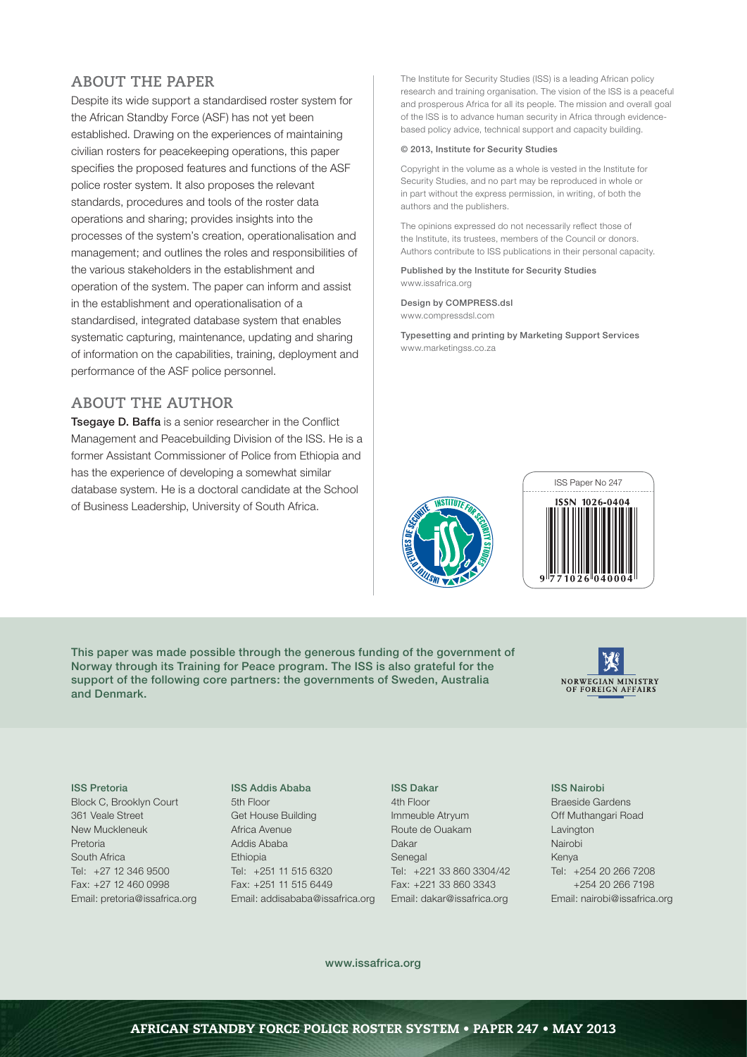## ABOUT THE PAPER

Despite its wide support a standardised roster system for the African Standby Force (ASF) has not yet been established. Drawing on the experiences of maintaining civilian rosters for peacekeeping operations, this paper specifies the proposed features and functions of the ASF police roster system. It also proposes the relevant standards, procedures and tools of the roster data operations and sharing; provides insights into the processes of the system's creation, operationalisation and management; and outlines the roles and responsibilities of the various stakeholders in the establishment and operation of the system. The paper can inform and assist in the establishment and operationalisation of a standardised, integrated database system that enables systematic capturing, maintenance, updating and sharing of information on the capabilities, training, deployment and performance of the ASF police personnel.

## ABOUT THE AUTHOR

**Tsegaye D. Baffa** is a senior researcher in the Conflict Management and Peacebuilding Division of the ISS. He is a former Assistant Commissioner of Police from Ethiopia and has the experience of developing a somewhat similar database system. He is a doctoral candidate at the School of Business Leadership, University of South Africa.

The Institute for Security Studies (ISS) is a leading African policy research and training organisation. The vision of the ISS is a peaceful and prosperous Africa for all its people. The mission and overall goal of the ISS is to advance human security in Africa through evidence-based policy advice, technical support and capacity building.

© 2013, Institute for Security Studies

Copyright in the volume as a whole is vested in the Institute for Security Studies, and no part may be reproduced in whole or in part without the express permission, in writing, of both the authors and the publishers.

The opinions expressed do not necessarily reflect those of the Institute, its trustees, members of the Council or donors. Authors contribute to ISS publications in their personal capacity.

**Published by the Institute for Security Studies**
www.issafrica.org

**Design by COMPRESS.dsl**
www.compressdsl.com

**Typesetting and printing by Marketing Support Services**
www.marketingss.co.za

ISS Paper No 247

ISSN 1026-0404

**This paper was made possible through the generous funding of the government of Norway through its Training for Peace program. The ISS is also grateful for the support of the following core partners: the governments of Sweden, Australia and Denmark.**

NORWEGIAN MINISTRY OF FOREIGN AFFAIRS

**ISS Pretoria**
Block C, Brooklyn Court
361 Veale Street
New Muckleneuk
Pretoria
South Africa
Tel: +27 12 346 9500
Fax: +27 12 460 0998
Email: pretoria@issafrica.org

**ISS Addis Ababa**
5th Floor
Get House Building
Africa Avenue
Addis Ababa
Ethiopia
Tel: +251 11 515 6320
Fax: +251 11 515 6449
Email: addisababa@issafrica.org

**ISS Dakar**
4th Floor
Immeuble Atryum
Route de Ouakam
Dakar
Senegal
Tel: +221 33 860 3304/42
Fax: +221 33 860 3343
Email: dakar@issafrica.org

**ISS Nairobi**
Braeside Gardens
Off Muthangari Road
Lavington
Nairobi
Kenya
Tel: +254 20 266 7208
+254 20 266 7198
Email: nairobi@issafrica.org

**www.issafrica.org**

AFRICAN STANDBY FORCE POLICE ROSTER SYSTEM • PAPER 247 • MAY 2013